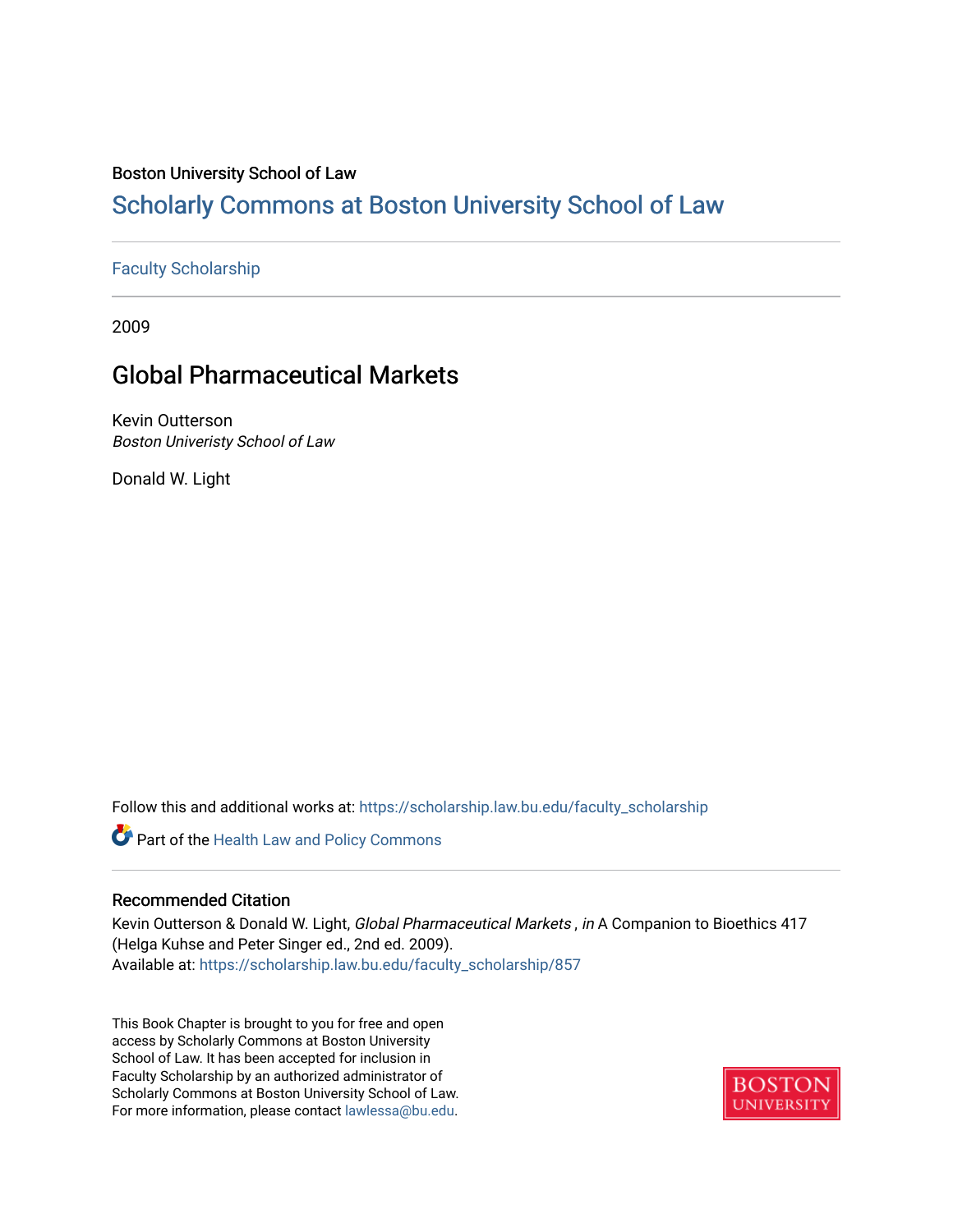Boston University School of Law

## Scholarly Commons at Boston University School of Law

Faculty Scholarship

2009

# Global Pharmaceutical Markets

Kevin Outterson
*Boston Univeristy School of Law*

Donald W. Light

Follow this and additional works at: https://scholarship.law.bu.edu/faculty_scholarship

Part of the Health Law and Policy Commons

### Recommended Citation

Kevin Outterson & Donald W. Light, *Global Pharmaceutical Markets* , *in* A Companion to Bioethics 417 (Helga Kuhse and Peter Singer ed., 2nd ed. 2009).
Available at: https://scholarship.law.bu.edu/faculty_scholarship/857

This Book Chapter is brought to you for free and open access by Scholarly Commons at Boston University School of Law. It has been accepted for inclusion in Faculty Scholarship by an authorized administrator of Scholarly Commons at Boston University School of Law. For more information, please contact lawlessa@bu.edu.

BOSTON UNIVERSITY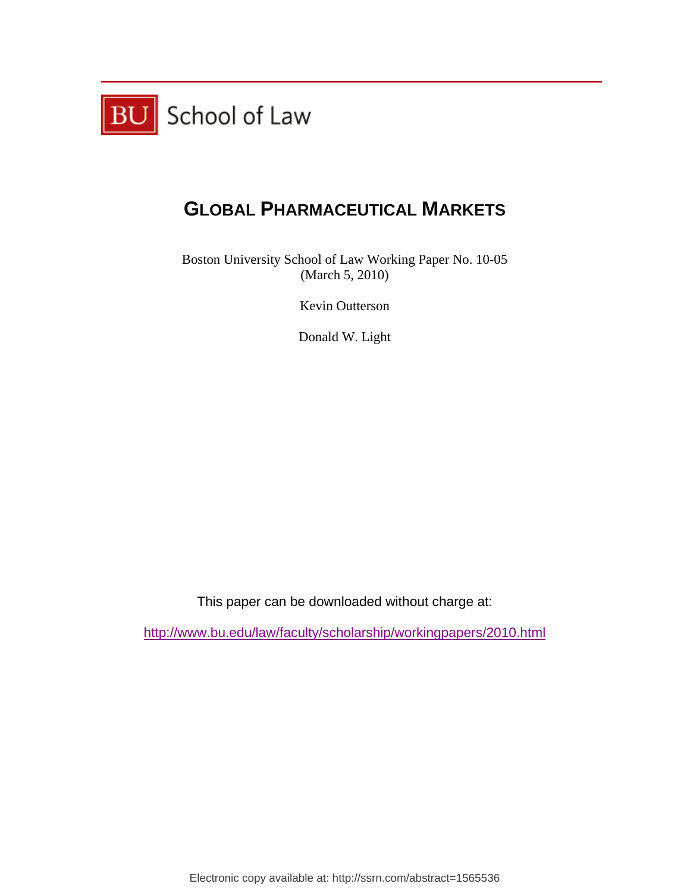BU School of Law

# GLOBAL PHARMACEUTICAL MARKETS

Boston University School of Law Working Paper No. 10-05
(March 5, 2010)

Kevin Outterson

Donald W. Light

This paper can be downloaded without charge at:

http://www.bu.edu/law/faculty/scholarship/workingpapers/2010.html

Electronic copy available at: http://ssrn.com/abstract=1565536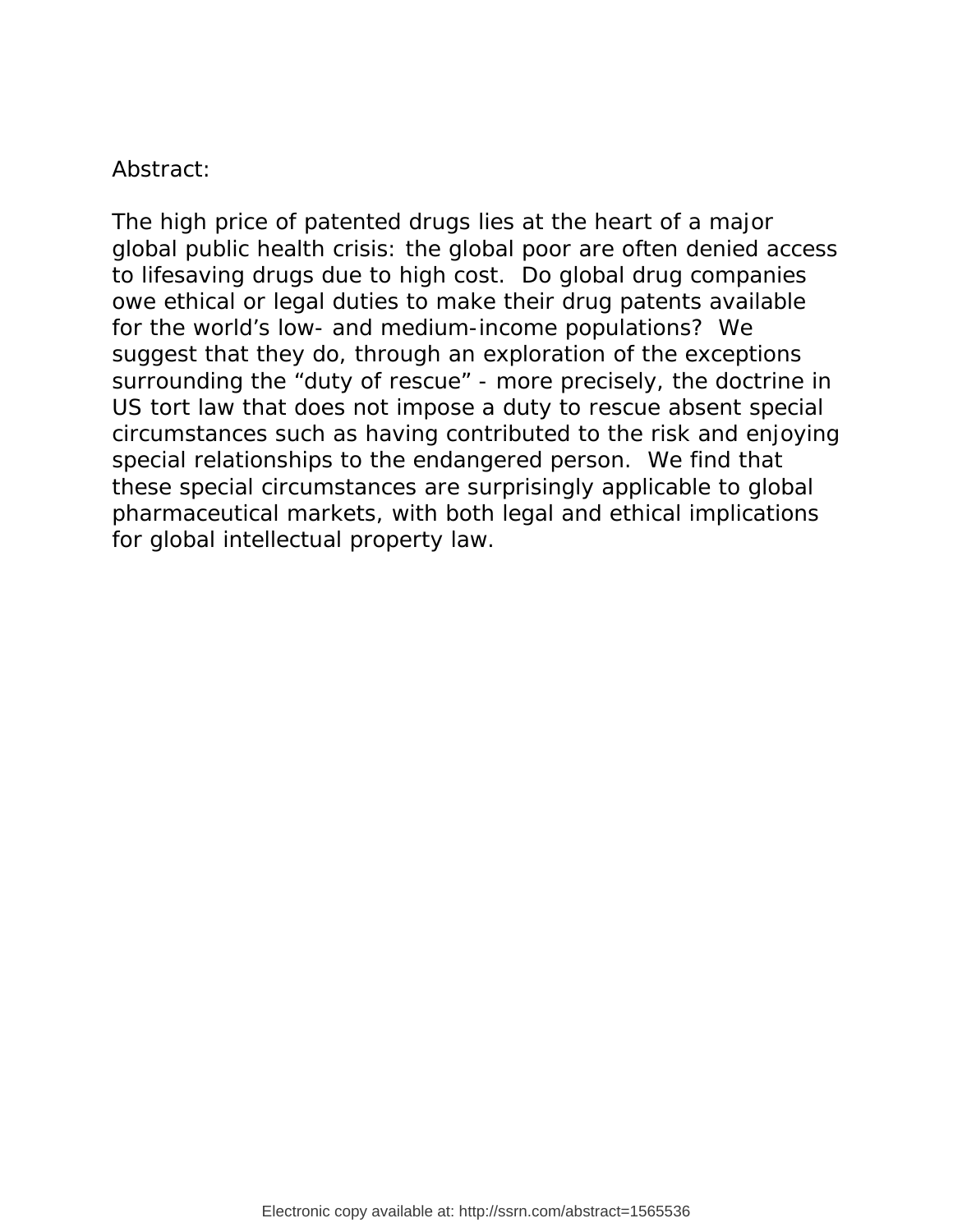Abstract:

The high price of patented drugs lies at the heart of a major global public health crisis: the global poor are often denied access to lifesaving drugs due to high cost. Do global drug companies owe ethical or legal duties to make their drug patents available for the world's low- and medium-income populations? We suggest that they do, through an exploration of the exceptions surrounding the "duty of rescue" - more precisely, the doctrine in US tort law that does not impose a duty to rescue absent special circumstances such as having contributed to the risk and enjoying special relationships to the endangered person. We find that these special circumstances are surprisingly applicable to global pharmaceutical markets, with both legal and ethical implications for global intellectual property law.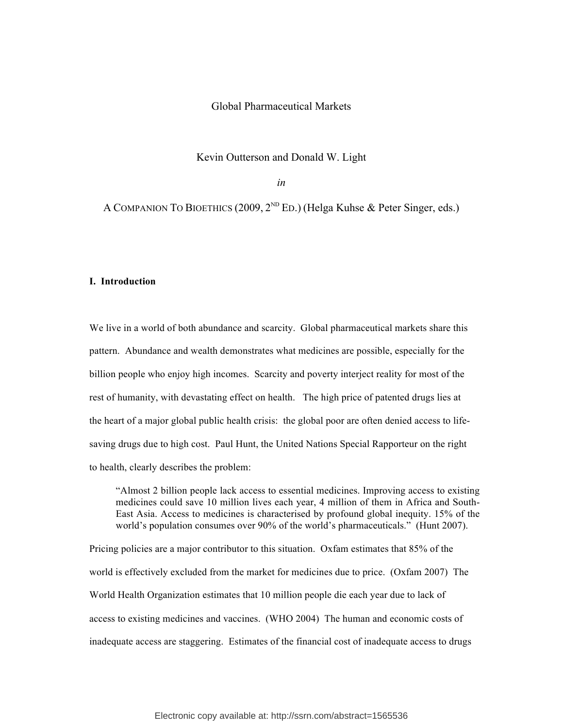Global Pharmaceutical Markets

Kevin Outterson and Donald W. Light

*in*

A COMPANION TO BIOETHICS (2009, 2[ND] ED.) (Helga Kuhse & Peter Singer, eds.)

## I. Introduction

We live in a world of both abundance and scarcity. Global pharmaceutical markets share this pattern. Abundance and wealth demonstrates what medicines are possible, especially for the billion people who enjoy high incomes. Scarcity and poverty interject reality for most of the rest of humanity, with devastating effect on health. The high price of patented drugs lies at the heart of a major global public health crisis: the global poor are often denied access to life-saving drugs due to high cost. Paul Hunt, the United Nations Special Rapporteur on the right to health, clearly describes the problem:

> "Almost 2 billion people lack access to essential medicines. Improving access to existing medicines could save 10 million lives each year, 4 million of them in Africa and South-East Asia. Access to medicines is characterised by profound global inequity. 15% of the world's population consumes over 90% of the world's pharmaceuticals." (Hunt 2007).

Pricing policies are a major contributor to this situation. Oxfam estimates that 85% of the world is effectively excluded from the market for medicines due to price. (Oxfam 2007) The World Health Organization estimates that 10 million people die each year due to lack of access to existing medicines and vaccines. (WHO 2004) The human and economic costs of inadequate access are staggering. Estimates of the financial cost of inadequate access to drugs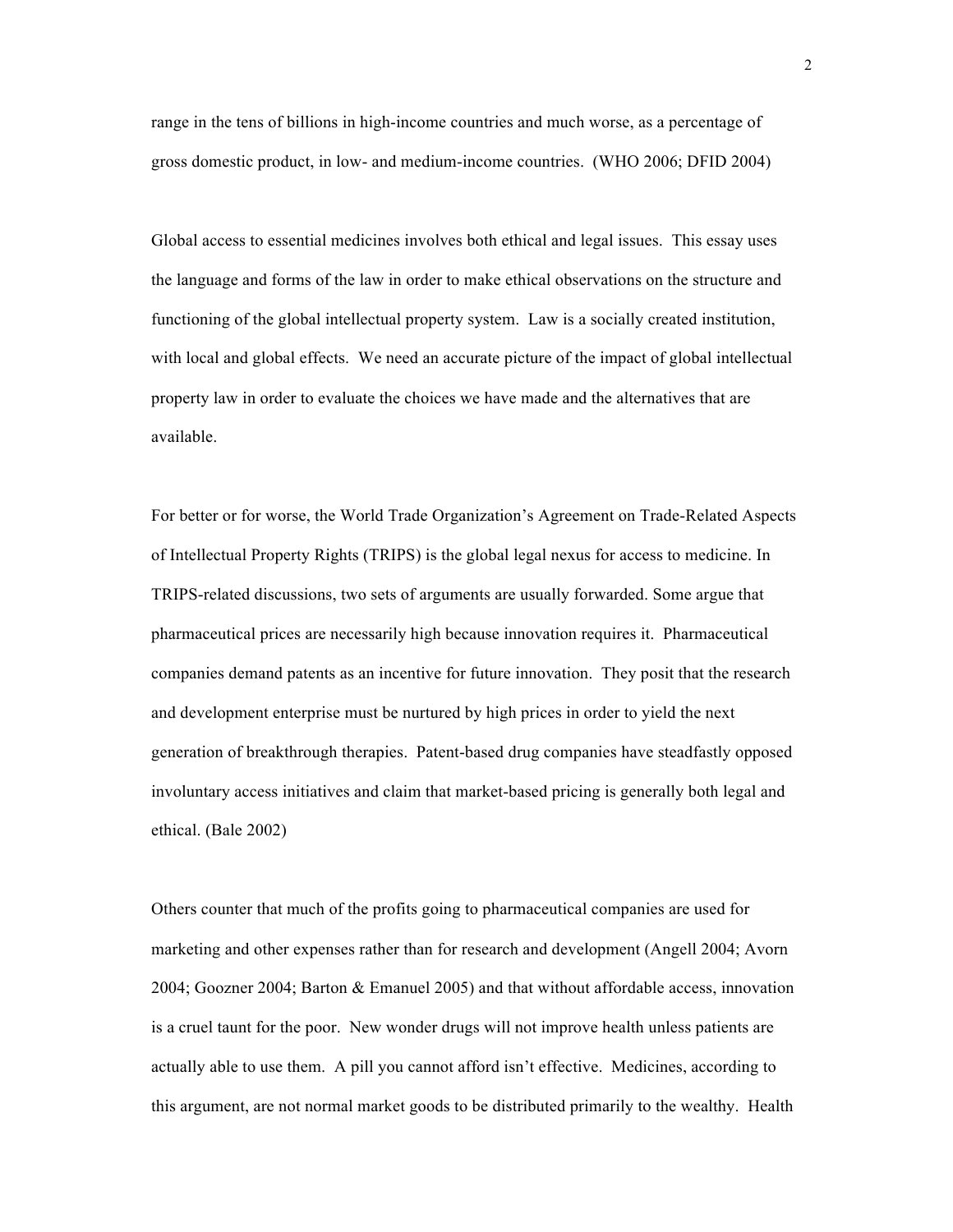range in the tens of billions in high-income countries and much worse, as a percentage of gross domestic product, in low- and medium-income countries. (WHO 2006; DFID 2004)

Global access to essential medicines involves both ethical and legal issues. This essay uses the language and forms of the law in order to make ethical observations on the structure and functioning of the global intellectual property system. Law is a socially created institution, with local and global effects. We need an accurate picture of the impact of global intellectual property law in order to evaluate the choices we have made and the alternatives that are available.

For better or for worse, the World Trade Organization's Agreement on Trade-Related Aspects of Intellectual Property Rights (TRIPS) is the global legal nexus for access to medicine. In TRIPS-related discussions, two sets of arguments are usually forwarded. Some argue that pharmaceutical prices are necessarily high because innovation requires it. Pharmaceutical companies demand patents as an incentive for future innovation. They posit that the research and development enterprise must be nurtured by high prices in order to yield the next generation of breakthrough therapies. Patent-based drug companies have steadfastly opposed involuntary access initiatives and claim that market-based pricing is generally both legal and ethical. (Bale 2002)

Others counter that much of the profits going to pharmaceutical companies are used for marketing and other expenses rather than for research and development (Angell 2004; Avorn 2004; Goozner 2004; Barton & Emanuel 2005) and that without affordable access, innovation is a cruel taunt for the poor. New wonder drugs will not improve health unless patients are actually able to use them. A pill you cannot afford isn't effective. Medicines, according to this argument, are not normal market goods to be distributed primarily to the wealthy. Health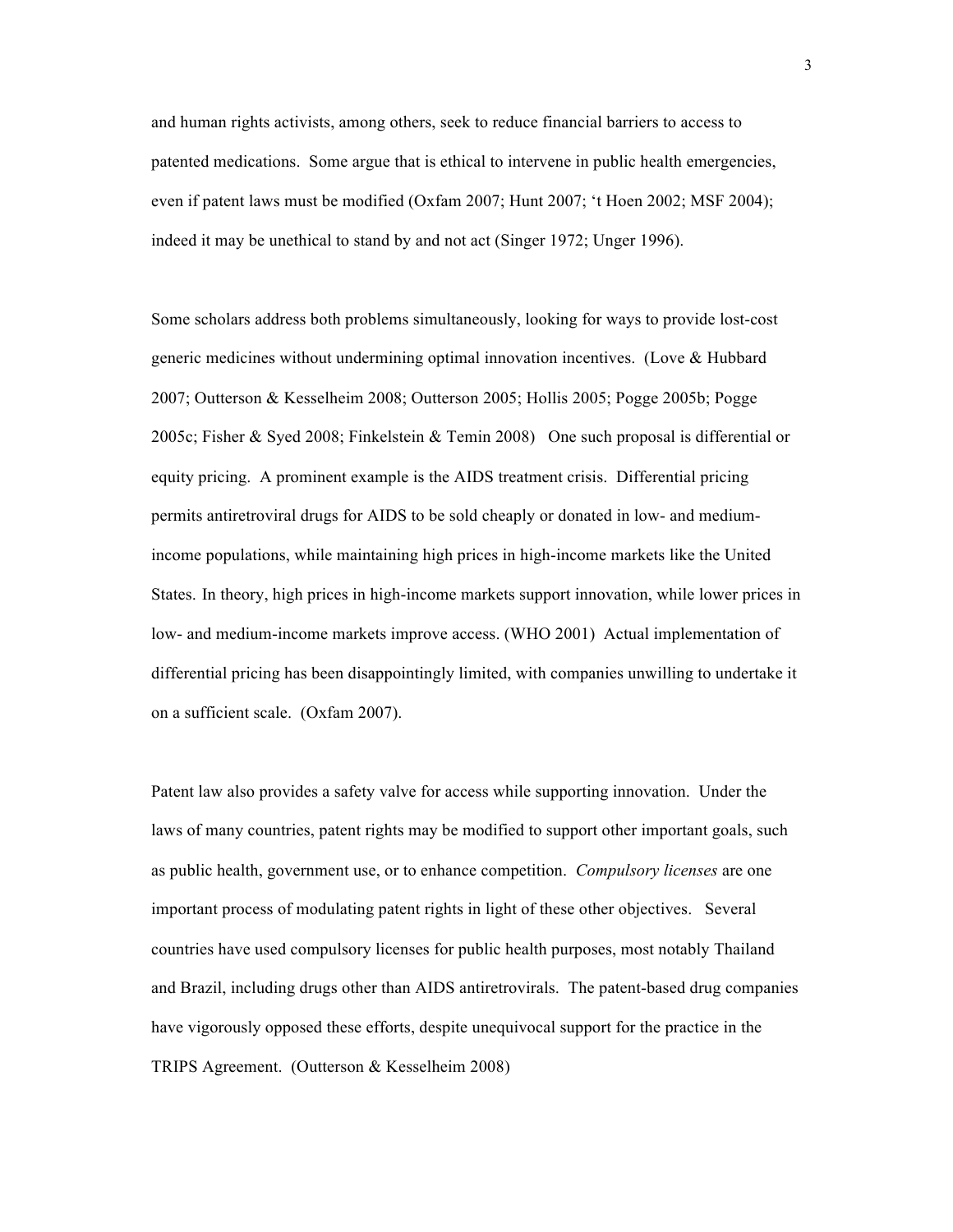and human rights activists, among others, seek to reduce financial barriers to access to patented medications. Some argue that is ethical to intervene in public health emergencies, even if patent laws must be modified (Oxfam 2007; Hunt 2007; 't Hoen 2002; MSF 2004); indeed it may be unethical to stand by and not act (Singer 1972; Unger 1996).

Some scholars address both problems simultaneously, looking for ways to provide lost-cost generic medicines without undermining optimal innovation incentives. (Love & Hubbard 2007; Outterson & Kesselheim 2008; Outterson 2005; Hollis 2005; Pogge 2005b; Pogge 2005c; Fisher & Syed 2008; Finkelstein & Temin 2008) One such proposal is differential or equity pricing. A prominent example is the AIDS treatment crisis. Differential pricing permits antiretroviral drugs for AIDS to be sold cheaply or donated in low- and medium-income populations, while maintaining high prices in high-income markets like the United States. In theory, high prices in high-income markets support innovation, while lower prices in low- and medium-income markets improve access. (WHO 2001) Actual implementation of differential pricing has been disappointingly limited, with companies unwilling to undertake it on a sufficient scale. (Oxfam 2007).

Patent law also provides a safety valve for access while supporting innovation. Under the laws of many countries, patent rights may be modified to support other important goals, such as public health, government use, or to enhance competition. *Compulsory licenses* are one important process of modulating patent rights in light of these other objectives. Several countries have used compulsory licenses for public health purposes, most notably Thailand and Brazil, including drugs other than AIDS antiretrovirals. The patent-based drug companies have vigorously opposed these efforts, despite unequivocal support for the practice in the TRIPS Agreement. (Outterson & Kesselheim 2008)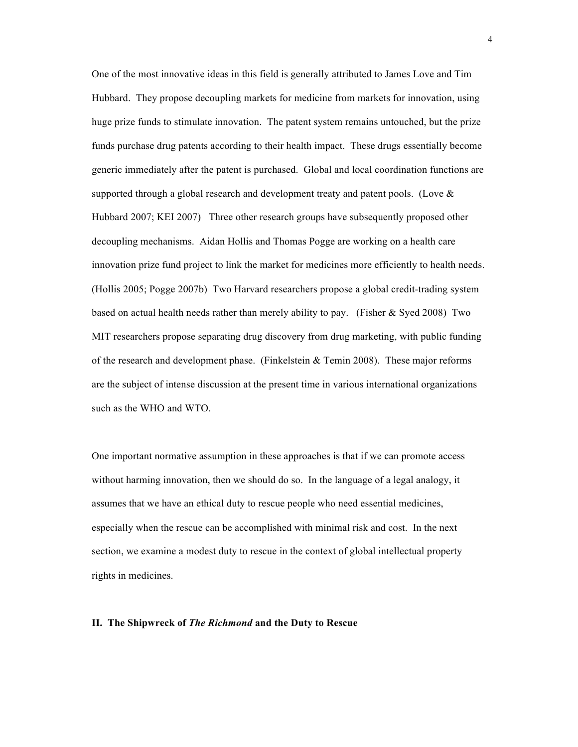One of the most innovative ideas in this field is generally attributed to James Love and Tim Hubbard. They propose decoupling markets for medicine from markets for innovation, using huge prize funds to stimulate innovation. The patent system remains untouched, but the prize funds purchase drug patents according to their health impact. These drugs essentially become generic immediately after the patent is purchased. Global and local coordination functions are supported through a global research and development treaty and patent pools. (Love & Hubbard 2007; KEI 2007) Three other research groups have subsequently proposed other decoupling mechanisms. Aidan Hollis and Thomas Pogge are working on a health care innovation prize fund project to link the market for medicines more efficiently to health needs. (Hollis 2005; Pogge 2007b) Two Harvard researchers propose a global credit-trading system based on actual health needs rather than merely ability to pay. (Fisher & Syed 2008) Two MIT researchers propose separating drug discovery from drug marketing, with public funding of the research and development phase. (Finkelstein & Temin 2008). These major reforms are the subject of intense discussion at the present time in various international organizations such as the WHO and WTO.

One important normative assumption in these approaches is that if we can promote access without harming innovation, then we should do so. In the language of a legal analogy, it assumes that we have an ethical duty to rescue people who need essential medicines, especially when the rescue can be accomplished with minimal risk and cost. In the next section, we examine a modest duty to rescue in the context of global intellectual property rights in medicines.

## II. The Shipwreck of *The Richmond* and the Duty to Rescue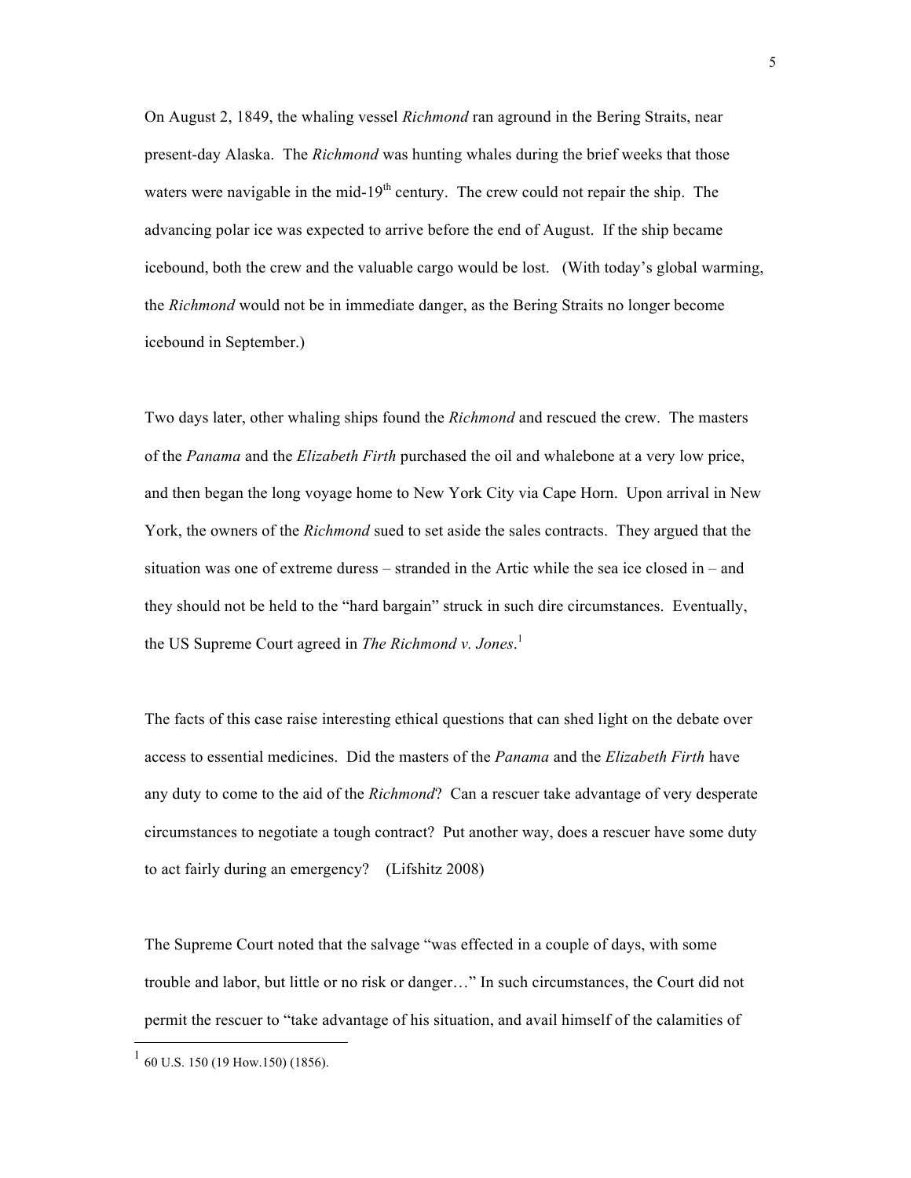On August 2, 1849, the whaling vessel *Richmond* ran aground in the Bering Straits, near present-day Alaska. The *Richmond* was hunting whales during the brief weeks that those waters were navigable in the mid-19$^{th}$ century. The crew could not repair the ship. The advancing polar ice was expected to arrive before the end of August. If the ship became icebound, both the crew and the valuable cargo would be lost. (With today's global warming, the *Richmond* would not be in immediate danger, as the Bering Straits no longer become icebound in September.)

Two days later, other whaling ships found the *Richmond* and rescued the crew. The masters of the *Panama* and the *Elizabeth Firth* purchased the oil and whalebone at a very low price, and then began the long voyage home to New York City via Cape Horn. Upon arrival in New York, the owners of the *Richmond* sued to set aside the sales contracts. They argued that the situation was one of extreme duress – stranded in the Artic while the sea ice closed in – and they should not be held to the "hard bargain" struck in such dire circumstances. Eventually, the US Supreme Court agreed in *The Richmond v. Jones*.[1]

The facts of this case raise interesting ethical questions that can shed light on the debate over access to essential medicines. Did the masters of the *Panama* and the *Elizabeth Firth* have any duty to come to the aid of the *Richmond*? Can a rescuer take advantage of very desperate circumstances to negotiate a tough contract? Put another way, does a rescuer have some duty to act fairly during an emergency? (Lifshitz 2008)

The Supreme Court noted that the salvage "was effected in a couple of days, with some trouble and labor, but little or no risk or danger…" In such circumstances, the Court did not permit the rescuer to "take advantage of his situation, and avail himself of the calamities of

[1] 60 U.S. 150 (19 How.150) (1856).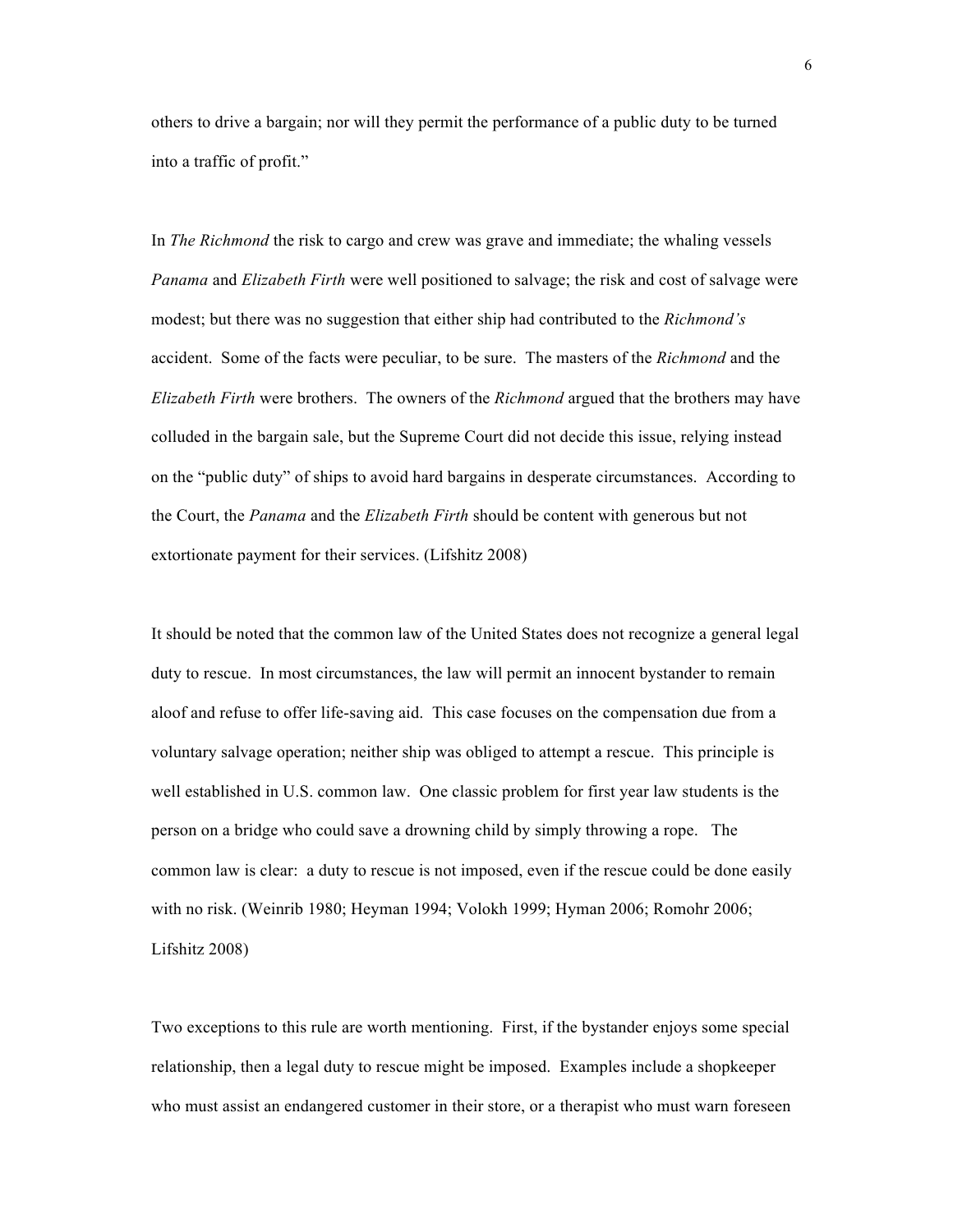others to drive a bargain; nor will they permit the performance of a public duty to be turned into a traffic of profit."

In *The Richmond* the risk to cargo and crew was grave and immediate; the whaling vessels *Panama* and *Elizabeth Firth* were well positioned to salvage; the risk and cost of salvage were modest; but there was no suggestion that either ship had contributed to the *Richmond's* accident. Some of the facts were peculiar, to be sure. The masters of the *Richmond* and the *Elizabeth Firth* were brothers. The owners of the *Richmond* argued that the brothers may have colluded in the bargain sale, but the Supreme Court did not decide this issue, relying instead on the "public duty" of ships to avoid hard bargains in desperate circumstances. According to the Court, the *Panama* and the *Elizabeth Firth* should be content with generous but not extortionate payment for their services. (Lifshitz 2008)

It should be noted that the common law of the United States does not recognize a general legal duty to rescue. In most circumstances, the law will permit an innocent bystander to remain aloof and refuse to offer life-saving aid. This case focuses on the compensation due from a voluntary salvage operation; neither ship was obliged to attempt a rescue. This principle is well established in U.S. common law. One classic problem for first year law students is the person on a bridge who could save a drowning child by simply throwing a rope. The common law is clear: a duty to rescue is not imposed, even if the rescue could be done easily with no risk. (Weinrib 1980; Heyman 1994; Volokh 1999; Hyman 2006; Romohr 2006; Lifshitz 2008)

Two exceptions to this rule are worth mentioning. First, if the bystander enjoys some special relationship, then a legal duty to rescue might be imposed. Examples include a shopkeeper who must assist an endangered customer in their store, or a therapist who must warn foreseen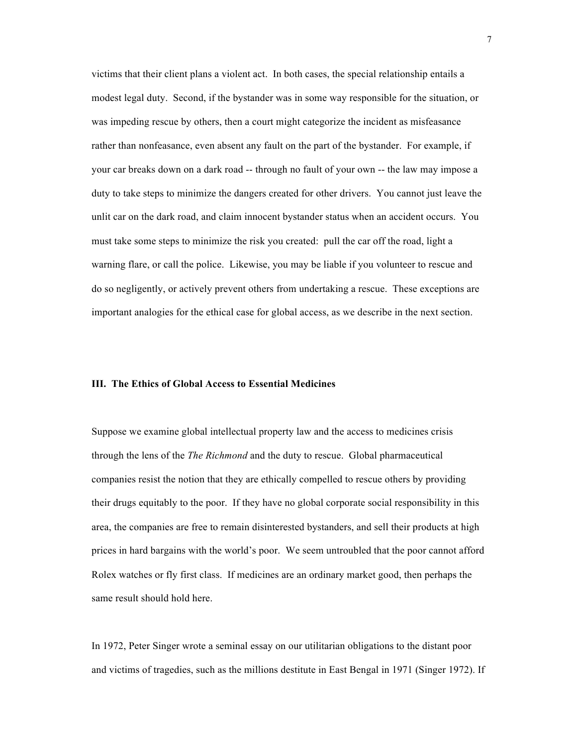victims that their client plans a violent act. In both cases, the special relationship entails a modest legal duty. Second, if the bystander was in some way responsible for the situation, or was impeding rescue by others, then a court might categorize the incident as misfeasance rather than nonfeasance, even absent any fault on the part of the bystander. For example, if your car breaks down on a dark road -- through no fault of your own -- the law may impose a duty to take steps to minimize the dangers created for other drivers. You cannot just leave the unlit car on the dark road, and claim innocent bystander status when an accident occurs. You must take some steps to minimize the risk you created: pull the car off the road, light a warning flare, or call the police. Likewise, you may be liable if you volunteer to rescue and do so negligently, or actively prevent others from undertaking a rescue. These exceptions are important analogies for the ethical case for global access, as we describe in the next section.

### III. The Ethics of Global Access to Essential Medicines

Suppose we examine global intellectual property law and the access to medicines crisis through the lens of the *The Richmond* and the duty to rescue. Global pharmaceutical companies resist the notion that they are ethically compelled to rescue others by providing their drugs equitably to the poor. If they have no global corporate social responsibility in this area, the companies are free to remain disinterested bystanders, and sell their products at high prices in hard bargains with the world's poor. We seem untroubled that the poor cannot afford Rolex watches or fly first class. If medicines are an ordinary market good, then perhaps the same result should hold here.

In 1972, Peter Singer wrote a seminal essay on our utilitarian obligations to the distant poor and victims of tragedies, such as the millions destitute in East Bengal in 1971 (Singer 1972). If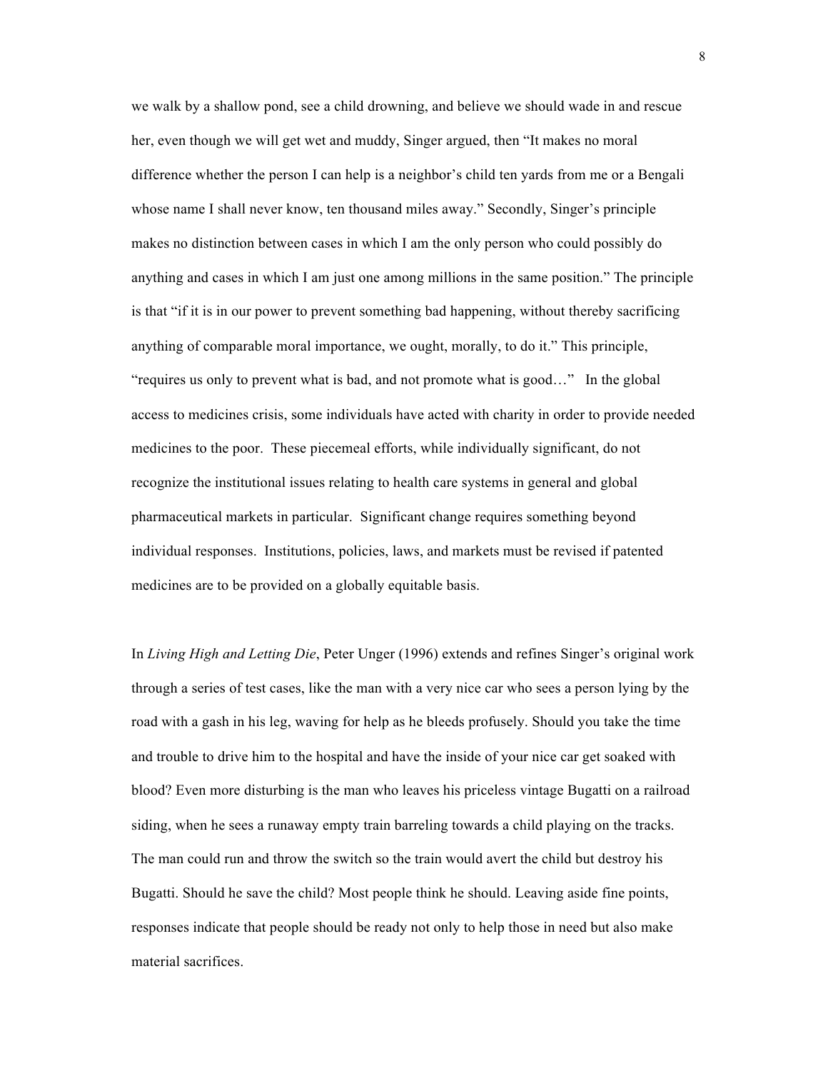we walk by a shallow pond, see a child drowning, and believe we should wade in and rescue her, even though we will get wet and muddy, Singer argued, then "It makes no moral difference whether the person I can help is a neighbor's child ten yards from me or a Bengali whose name I shall never know, ten thousand miles away." Secondly, Singer's principle makes no distinction between cases in which I am the only person who could possibly do anything and cases in which I am just one among millions in the same position." The principle is that "if it is in our power to prevent something bad happening, without thereby sacrificing anything of comparable moral importance, we ought, morally, to do it." This principle, "requires us only to prevent what is bad, and not promote what is good…" In the global access to medicines crisis, some individuals have acted with charity in order to provide needed medicines to the poor. These piecemeal efforts, while individually significant, do not recognize the institutional issues relating to health care systems in general and global pharmaceutical markets in particular. Significant change requires something beyond individual responses. Institutions, policies, laws, and markets must be revised if patented medicines are to be provided on a globally equitable basis.

In *Living High and Letting Die*, Peter Unger (1996) extends and refines Singer's original work through a series of test cases, like the man with a very nice car who sees a person lying by the road with a gash in his leg, waving for help as he bleeds profusely. Should you take the time and trouble to drive him to the hospital and have the inside of your nice car get soaked with blood? Even more disturbing is the man who leaves his priceless vintage Bugatti on a railroad siding, when he sees a runaway empty train barreling towards a child playing on the tracks. The man could run and throw the switch so the train would avert the child but destroy his Bugatti. Should he save the child? Most people think he should. Leaving aside fine points, responses indicate that people should be ready not only to help those in need but also make material sacrifices.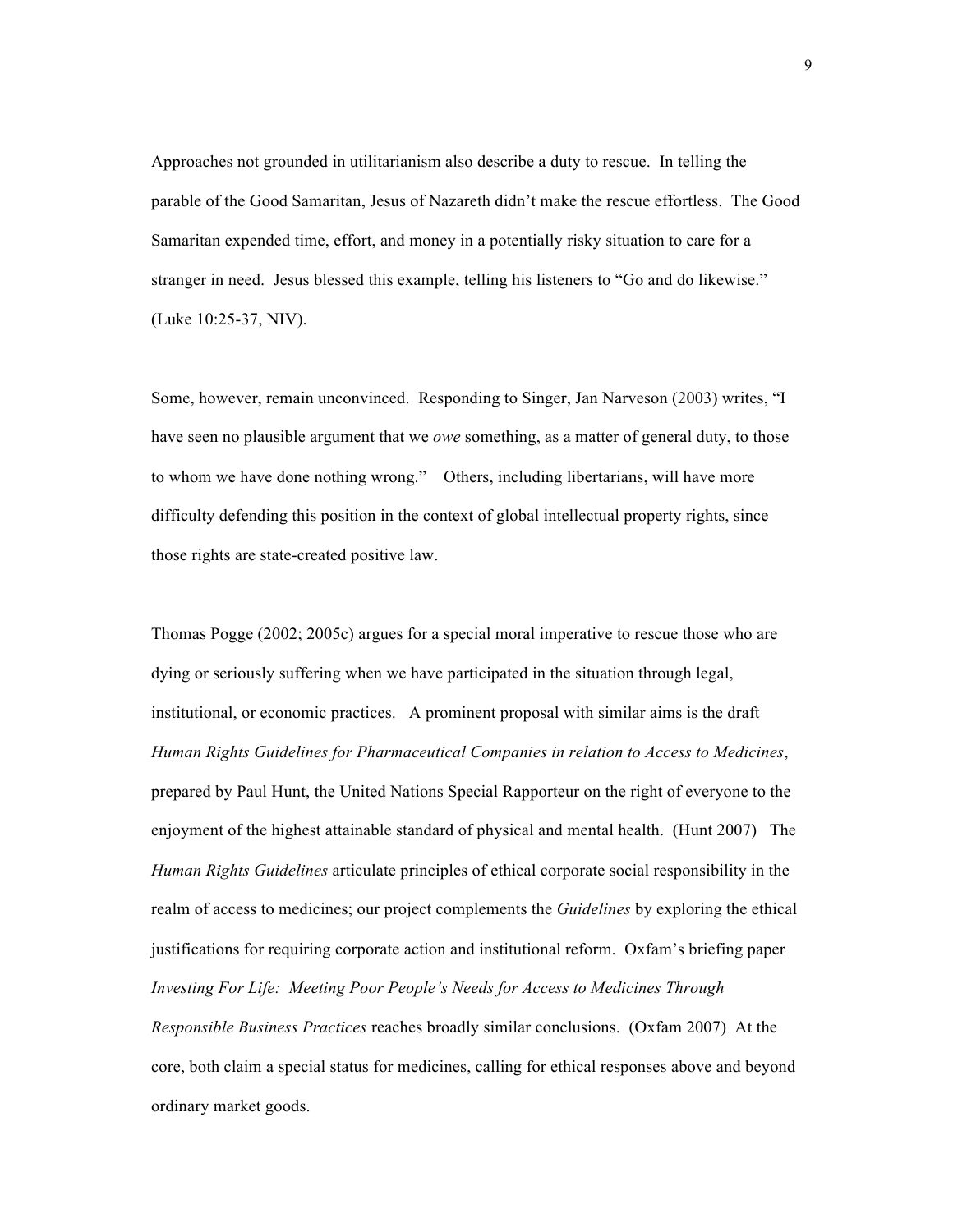Approaches not grounded in utilitarianism also describe a duty to rescue. In telling the parable of the Good Samaritan, Jesus of Nazareth didn't make the rescue effortless. The Good Samaritan expended time, effort, and money in a potentially risky situation to care for a stranger in need. Jesus blessed this example, telling his listeners to "Go and do likewise." (Luke 10:25-37, NIV).

Some, however, remain unconvinced. Responding to Singer, Jan Narveson (2003) writes, "I have seen no plausible argument that we *owe* something, as a matter of general duty, to those to whom we have done nothing wrong." Others, including libertarians, will have more difficulty defending this position in the context of global intellectual property rights, since those rights are state-created positive law.

Thomas Pogge (2002; 2005c) argues for a special moral imperative to rescue those who are dying or seriously suffering when we have participated in the situation through legal, institutional, or economic practices. A prominent proposal with similar aims is the draft *Human Rights Guidelines for Pharmaceutical Companies in relation to Access to Medicines*, prepared by Paul Hunt, the United Nations Special Rapporteur on the right of everyone to the enjoyment of the highest attainable standard of physical and mental health. (Hunt 2007) The *Human Rights Guidelines* articulate principles of ethical corporate social responsibility in the realm of access to medicines; our project complements the *Guidelines* by exploring the ethical justifications for requiring corporate action and institutional reform. Oxfam's briefing paper *Investing For Life: Meeting Poor People's Needs for Access to Medicines Through Responsible Business Practices* reaches broadly similar conclusions. (Oxfam 2007) At the core, both claim a special status for medicines, calling for ethical responses above and beyond ordinary market goods.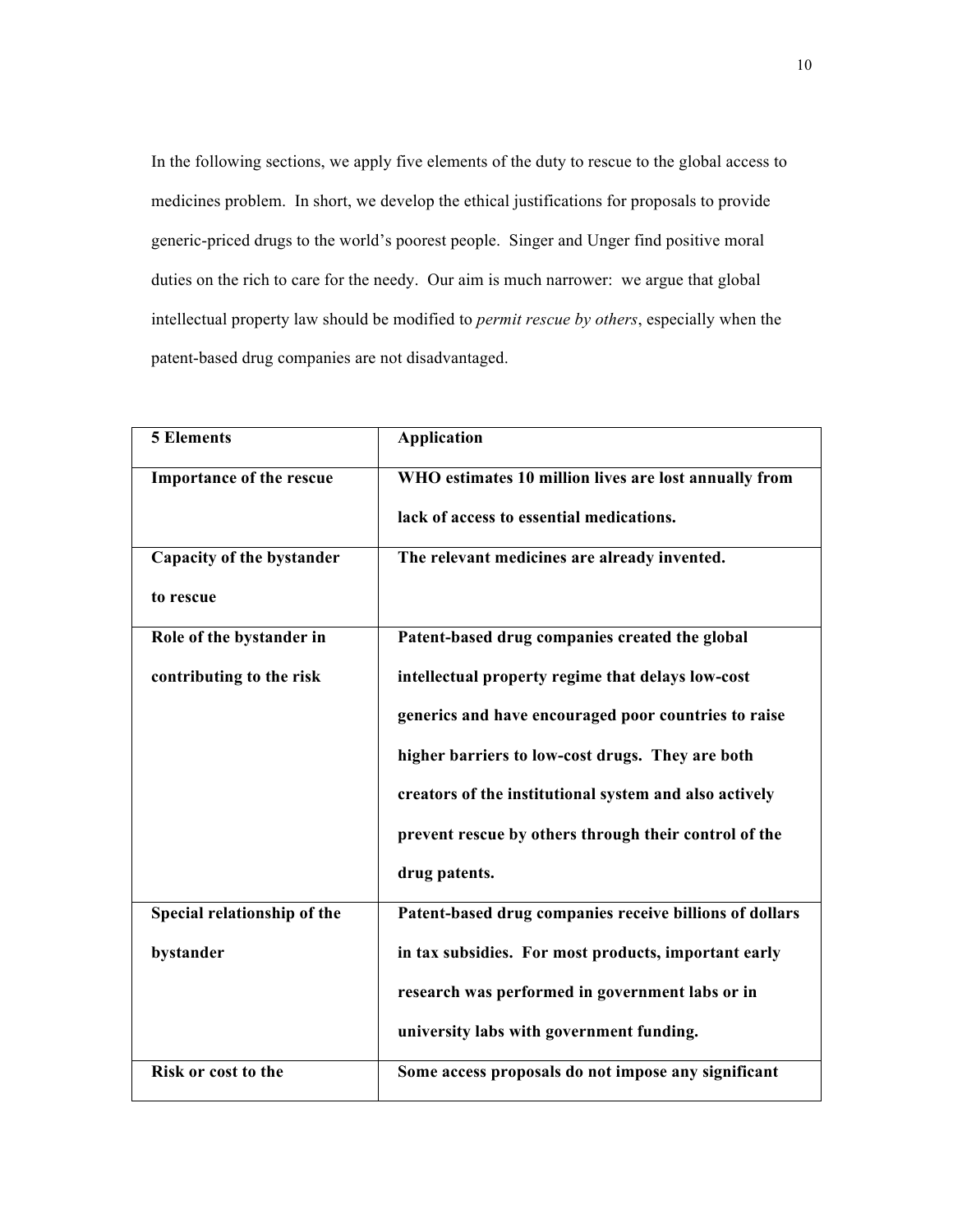In the following sections, we apply five elements of the duty to rescue to the global access to medicines problem. In short, we develop the ethical justifications for proposals to provide generic-priced drugs to the world's poorest people. Singer and Unger find positive moral duties on the rich to care for the needy. Our aim is much narrower: we argue that global intellectual property law should be modified to *permit rescue by others*, especially when the patent-based drug companies are not disadvantaged.

| 5 Elements | Application |
| --- | --- |
| **Importance of the rescue** | **WHO estimates 10 million lives are lost annually from lack of access to essential medications.** |
| **Capacity of the bystander to rescue** | **The relevant medicines are already invented.** |
| **Role of the bystander in contributing to the risk** | **Patent-based drug companies created the global intellectual property regime that delays low-cost generics and have encouraged poor countries to raise higher barriers to low-cost drugs. They are both creators of the institutional system and also actively prevent rescue by others through their control of the drug patents.** |
| **Special relationship of the bystander** | **Patent-based drug companies receive billions of dollars in tax subsidies. For most products, important early research was performed in government labs or in university labs with government funding.** |
| **Risk or cost to the** | **Some access proposals do not impose any significant** |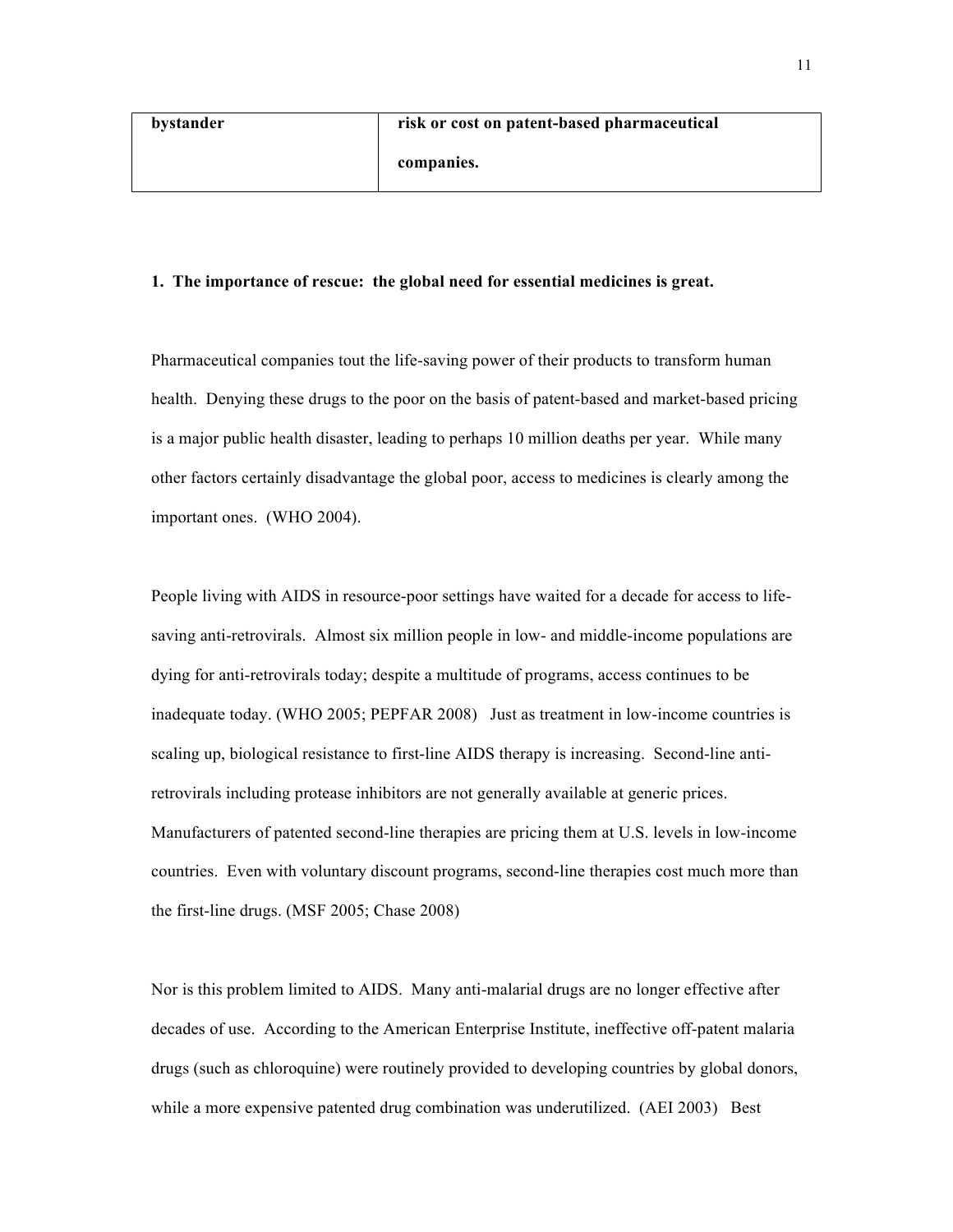| bystander | **risk or cost on patent-based pharmaceutical companies.** |
|---|---|

**1. The importance of rescue: the global need for essential medicines is great.**

Pharmaceutical companies tout the life-saving power of their products to transform human health. Denying these drugs to the poor on the basis of patent-based and market-based pricing is a major public health disaster, leading to perhaps 10 million deaths per year. While many other factors certainly disadvantage the global poor, access to medicines is clearly among the important ones. (WHO 2004).

People living with AIDS in resource-poor settings have waited for a decade for access to life-saving anti-retrovirals. Almost six million people in low- and middle-income populations are dying for anti-retrovirals today; despite a multitude of programs, access continues to be inadequate today. (WHO 2005; PEPFAR 2008) Just as treatment in low-income countries is scaling up, biological resistance to first-line AIDS therapy is increasing. Second-line anti-retrovirals including protease inhibitors are not generally available at generic prices. Manufacturers of patented second-line therapies are pricing them at U.S. levels in low-income countries. Even with voluntary discount programs, second-line therapies cost much more than the first-line drugs. (MSF 2005; Chase 2008)

Nor is this problem limited to AIDS. Many anti-malarial drugs are no longer effective after decades of use. According to the American Enterprise Institute, ineffective off-patent malaria drugs (such as chloroquine) were routinely provided to developing countries by global donors, while a more expensive patented drug combination was underutilized. (AEI 2003) Best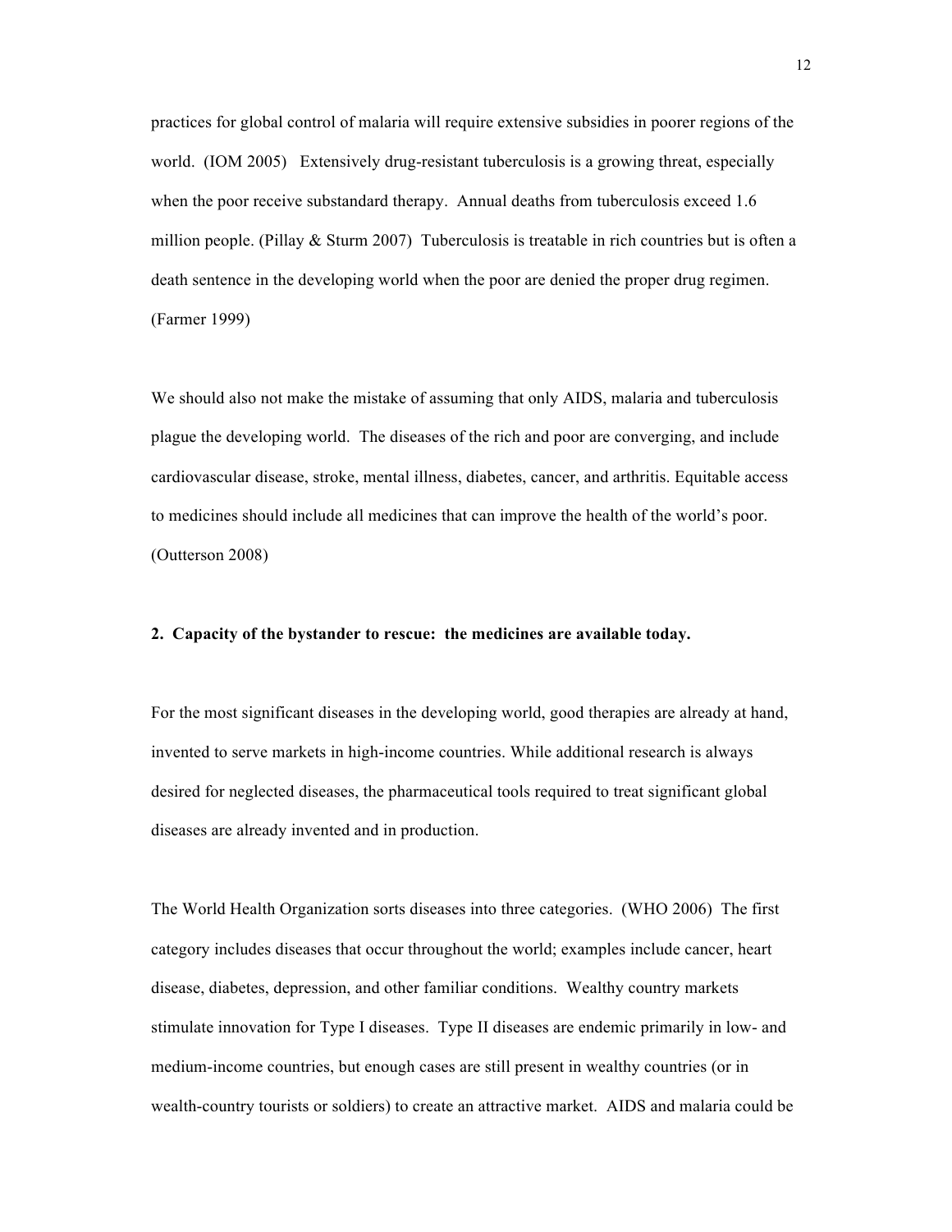practices for global control of malaria will require extensive subsidies in poorer regions of the world. (IOM 2005) Extensively drug-resistant tuberculosis is a growing threat, especially when the poor receive substandard therapy. Annual deaths from tuberculosis exceed 1.6 million people. (Pillay & Sturm 2007) Tuberculosis is treatable in rich countries but is often a death sentence in the developing world when the poor are denied the proper drug regimen. (Farmer 1999)

We should also not make the mistake of assuming that only AIDS, malaria and tuberculosis plague the developing world. The diseases of the rich and poor are converging, and include cardiovascular disease, stroke, mental illness, diabetes, cancer, and arthritis. Equitable access to medicines should include all medicines that can improve the health of the world's poor. (Outterson 2008)

**2. Capacity of the bystander to rescue: the medicines are available today.**

For the most significant diseases in the developing world, good therapies are already at hand, invented to serve markets in high-income countries. While additional research is always desired for neglected diseases, the pharmaceutical tools required to treat significant global diseases are already invented and in production.

The World Health Organization sorts diseases into three categories. (WHO 2006) The first category includes diseases that occur throughout the world; examples include cancer, heart disease, diabetes, depression, and other familiar conditions. Wealthy country markets stimulate innovation for Type I diseases. Type II diseases are endemic primarily in low- and medium-income countries, but enough cases are still present in wealthy countries (or in wealth-country tourists or soldiers) to create an attractive market. AIDS and malaria could be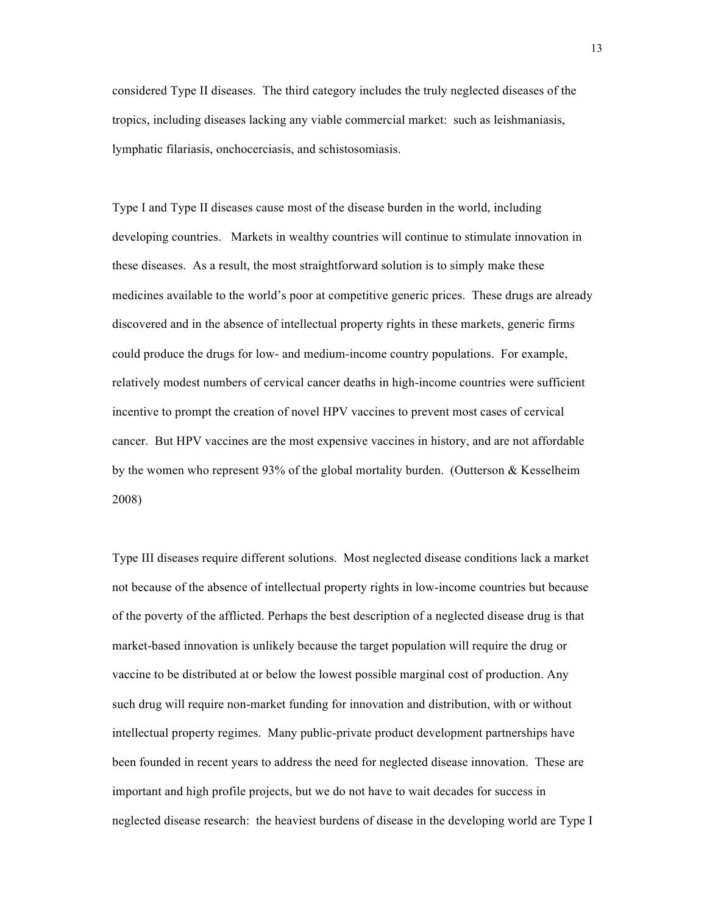considered Type II diseases. The third category includes the truly neglected diseases of the tropics, including diseases lacking any viable commercial market: such as leishmaniasis, lymphatic filariasis, onchocerciasis, and schistosomiasis.

Type I and Type II diseases cause most of the disease burden in the world, including developing countries. Markets in wealthy countries will continue to stimulate innovation in these diseases. As a result, the most straightforward solution is to simply make these medicines available to the world's poor at competitive generic prices. These drugs are already discovered and in the absence of intellectual property rights in these markets, generic firms could produce the drugs for low- and medium-income country populations. For example, relatively modest numbers of cervical cancer deaths in high-income countries were sufficient incentive to prompt the creation of novel HPV vaccines to prevent most cases of cervical cancer. But HPV vaccines are the most expensive vaccines in history, and are not affordable by the women who represent 93% of the global mortality burden. (Outterson & Kesselheim 2008)

Type III diseases require different solutions. Most neglected disease conditions lack a market not because of the absence of intellectual property rights in low-income countries but because of the poverty of the afflicted. Perhaps the best description of a neglected disease drug is that market-based innovation is unlikely because the target population will require the drug or vaccine to be distributed at or below the lowest possible marginal cost of production. Any such drug will require non-market funding for innovation and distribution, with or without intellectual property regimes. Many public-private product development partnerships have been founded in recent years to address the need for neglected disease innovation. These are important and high profile projects, but we do not have to wait decades for success in neglected disease research: the heaviest burdens of disease in the developing world are Type I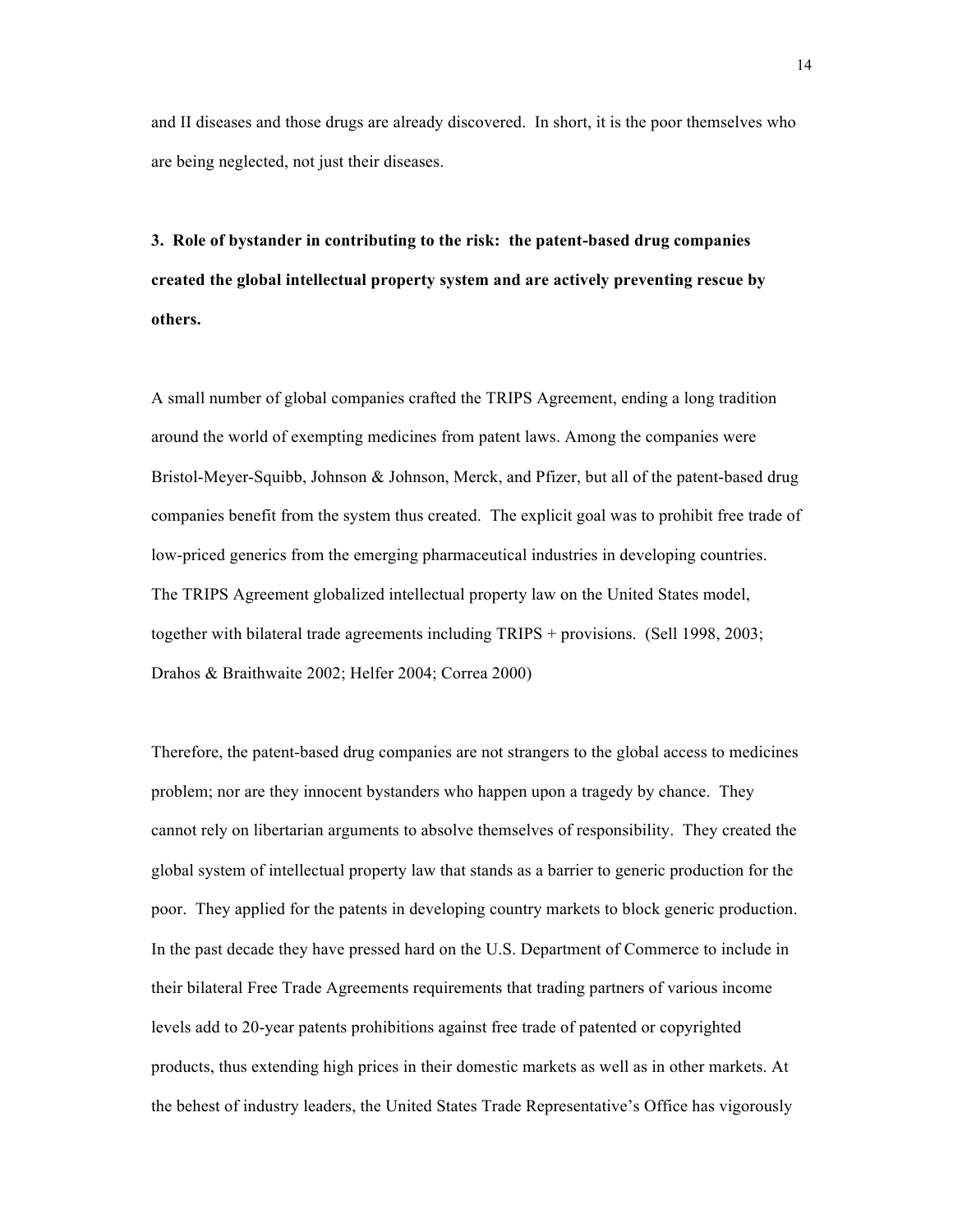and II diseases and those drugs are already discovered. In short, it is the poor themselves who are being neglected, not just their diseases.

### 3. Role of bystander in contributing to the risk: the patent-based drug companies created the global intellectual property system and are actively preventing rescue by others.

A small number of global companies crafted the TRIPS Agreement, ending a long tradition around the world of exempting medicines from patent laws. Among the companies were Bristol-Meyer-Squibb, Johnson & Johnson, Merck, and Pfizer, but all of the patent-based drug companies benefit from the system thus created. The explicit goal was to prohibit free trade of low-priced generics from the emerging pharmaceutical industries in developing countries. The TRIPS Agreement globalized intellectual property law on the United States model, together with bilateral trade agreements including TRIPS + provisions. (Sell 1998, 2003; Drahos & Braithwaite 2002; Helfer 2004; Correa 2000)

Therefore, the patent-based drug companies are not strangers to the global access to medicines problem; nor are they innocent bystanders who happen upon a tragedy by chance. They cannot rely on libertarian arguments to absolve themselves of responsibility. They created the global system of intellectual property law that stands as a barrier to generic production for the poor. They applied for the patents in developing country markets to block generic production. In the past decade they have pressed hard on the U.S. Department of Commerce to include in their bilateral Free Trade Agreements requirements that trading partners of various income levels add to 20-year patents prohibitions against free trade of patented or copyrighted products, thus extending high prices in their domestic markets as well as in other markets. At the behest of industry leaders, the United States Trade Representative's Office has vigorously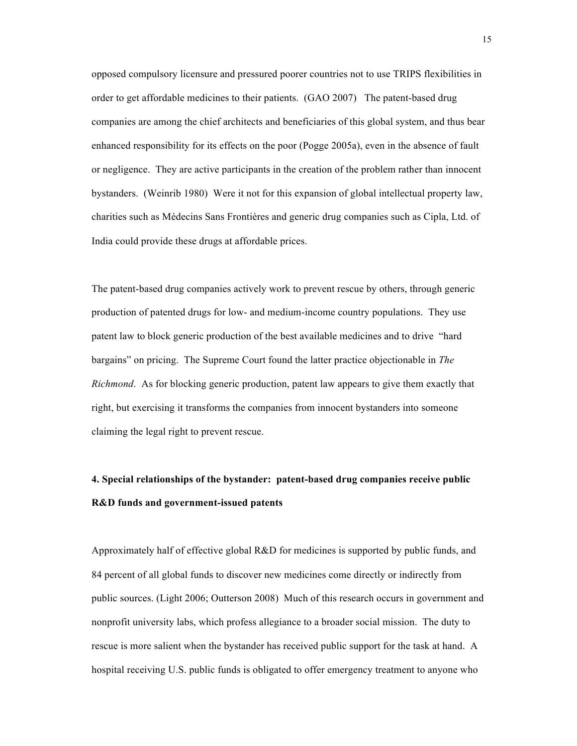opposed compulsory licensure and pressured poorer countries not to use TRIPS flexibilities in order to get affordable medicines to their patients. (GAO 2007) The patent-based drug companies are among the chief architects and beneficiaries of this global system, and thus bear enhanced responsibility for its effects on the poor (Pogge 2005a), even in the absence of fault or negligence. They are active participants in the creation of the problem rather than innocent bystanders. (Weinrib 1980) Were it not for this expansion of global intellectual property law, charities such as Médecins Sans Frontières and generic drug companies such as Cipla, Ltd. of India could provide these drugs at affordable prices.

The patent-based drug companies actively work to prevent rescue by others, through generic production of patented drugs for low- and medium-income country populations. They use patent law to block generic production of the best available medicines and to drive "hard bargains" on pricing. The Supreme Court found the latter practice objectionable in *The Richmond*. As for blocking generic production, patent law appears to give them exactly that right, but exercising it transforms the companies from innocent bystanders into someone claiming the legal right to prevent rescue.

### 4. Special relationships of the bystander: patent-based drug companies receive public R&D funds and government-issued patents

Approximately half of effective global R&D for medicines is supported by public funds, and 84 percent of all global funds to discover new medicines come directly or indirectly from public sources. (Light 2006; Outterson 2008) Much of this research occurs in government and nonprofit university labs, which profess allegiance to a broader social mission. The duty to rescue is more salient when the bystander has received public support for the task at hand. A hospital receiving U.S. public funds is obligated to offer emergency treatment to anyone who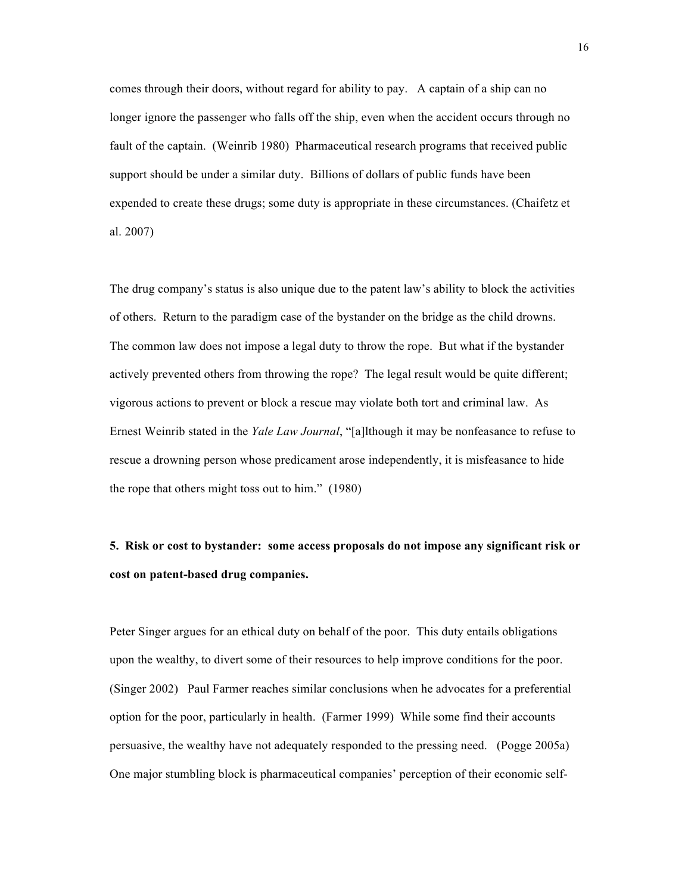comes through their doors, without regard for ability to pay. A captain of a ship can no longer ignore the passenger who falls off the ship, even when the accident occurs through no fault of the captain. (Weinrib 1980) Pharmaceutical research programs that received public support should be under a similar duty. Billions of dollars of public funds have been expended to create these drugs; some duty is appropriate in these circumstances. (Chaifetz et al. 2007)

The drug company's status is also unique due to the patent law's ability to block the activities of others. Return to the paradigm case of the bystander on the bridge as the child drowns. The common law does not impose a legal duty to throw the rope. But what if the bystander actively prevented others from throwing the rope? The legal result would be quite different; vigorous actions to prevent or block a rescue may violate both tort and criminal law. As Ernest Weinrib stated in the *Yale Law Journal*, "[a]lthough it may be nonfeasance to refuse to rescue a drowning person whose predicament arose independently, it is misfeasance to hide the rope that others might toss out to him." (1980)

**5. Risk or cost to bystander: some access proposals do not impose any significant risk or cost on patent-based drug companies.**

Peter Singer argues for an ethical duty on behalf of the poor. This duty entails obligations upon the wealthy, to divert some of their resources to help improve conditions for the poor. (Singer 2002) Paul Farmer reaches similar conclusions when he advocates for a preferential option for the poor, particularly in health. (Farmer 1999) While some find their accounts persuasive, the wealthy have not adequately responded to the pressing need. (Pogge 2005a) One major stumbling block is pharmaceutical companies' perception of their economic self-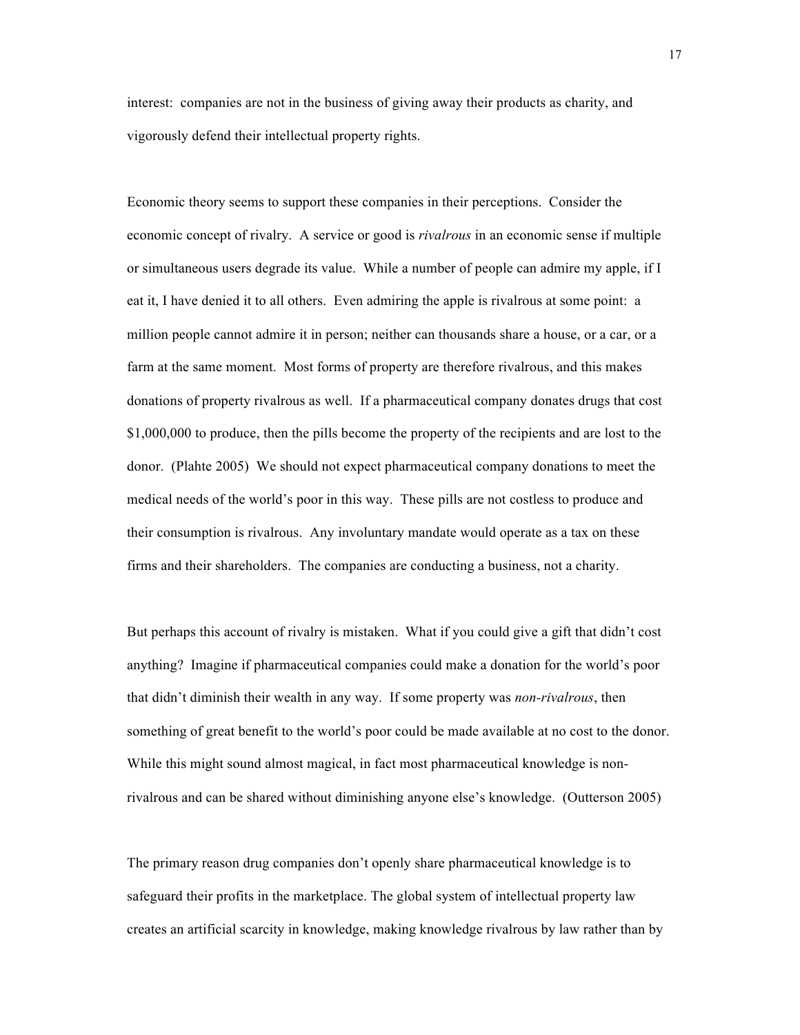interest: companies are not in the business of giving away their products as charity, and vigorously defend their intellectual property rights.

Economic theory seems to support these companies in their perceptions. Consider the economic concept of rivalry. A service or good is *rivalrous* in an economic sense if multiple or simultaneous users degrade its value. While a number of people can admire my apple, if I eat it, I have denied it to all others. Even admiring the apple is rivalrous at some point: a million people cannot admire it in person; neither can thousands share a house, or a car, or a farm at the same moment. Most forms of property are therefore rivalrous, and this makes donations of property rivalrous as well. If a pharmaceutical company donates drugs that cost $1,000,000 to produce, then the pills become the property of the recipients and are lost to the donor. (Plahte 2005) We should not expect pharmaceutical company donations to meet the medical needs of the world's poor in this way. These pills are not costless to produce and their consumption is rivalrous. Any involuntary mandate would operate as a tax on these firms and their shareholders. The companies are conducting a business, not a charity.

But perhaps this account of rivalry is mistaken. What if you could give a gift that didn't cost anything? Imagine if pharmaceutical companies could make a donation for the world's poor that didn't diminish their wealth in any way. If some property was *non-rivalrous*, then something of great benefit to the world's poor could be made available at no cost to the donor. While this might sound almost magical, in fact most pharmaceutical knowledge is non-rivalrous and can be shared without diminishing anyone else's knowledge. (Outterson 2005)

The primary reason drug companies don't openly share pharmaceutical knowledge is to safeguard their profits in the marketplace. The global system of intellectual property law creates an artificial scarcity in knowledge, making knowledge rivalrous by law rather than by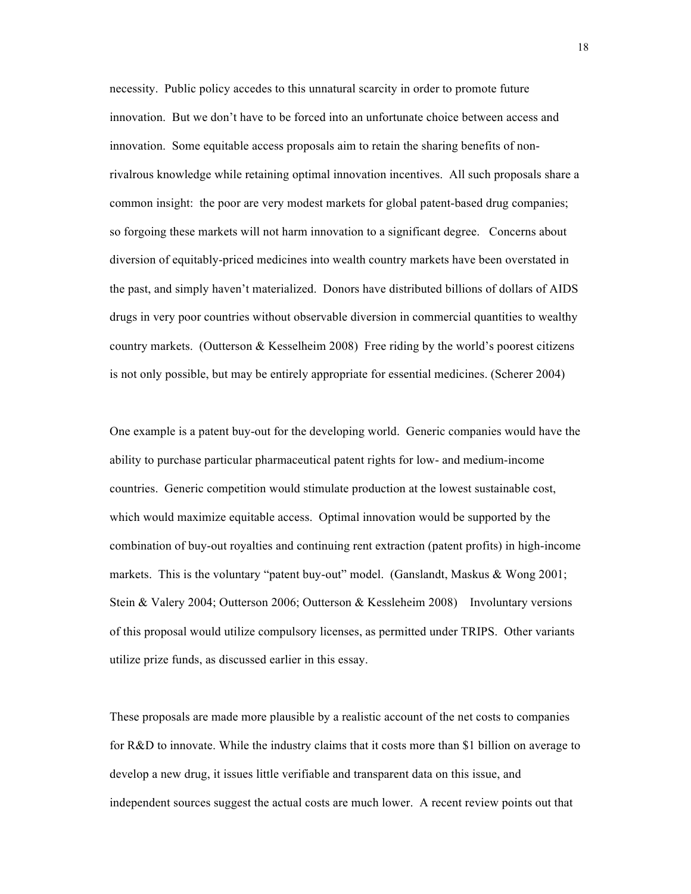necessity. Public policy accedes to this unnatural scarcity in order to promote future innovation. But we don't have to be forced into an unfortunate choice between access and innovation. Some equitable access proposals aim to retain the sharing benefits of non-rivalrous knowledge while retaining optimal innovation incentives. All such proposals share a common insight: the poor are very modest markets for global patent-based drug companies; so forgoing these markets will not harm innovation to a significant degree. Concerns about diversion of equitably-priced medicines into wealth country markets have been overstated in the past, and simply haven't materialized. Donors have distributed billions of dollars of AIDS drugs in very poor countries without observable diversion in commercial quantities to wealthy country markets. (Outterson & Kesselheim 2008) Free riding by the world's poorest citizens is not only possible, but may be entirely appropriate for essential medicines. (Scherer 2004)

One example is a patent buy-out for the developing world. Generic companies would have the ability to purchase particular pharmaceutical patent rights for low- and medium-income countries. Generic competition would stimulate production at the lowest sustainable cost, which would maximize equitable access. Optimal innovation would be supported by the combination of buy-out royalties and continuing rent extraction (patent profits) in high-income markets. This is the voluntary "patent buy-out" model. (Ganslandt, Maskus & Wong 2001; Stein & Valery 2004; Outterson 2006; Outterson & Kessleheim 2008) Involuntary versions of this proposal would utilize compulsory licenses, as permitted under TRIPS. Other variants utilize prize funds, as discussed earlier in this essay.

These proposals are made more plausible by a realistic account of the net costs to companies for R&D to innovate. While the industry claims that it costs more than $1 billion on average to develop a new drug, it issues little verifiable and transparent data on this issue, and independent sources suggest the actual costs are much lower. A recent review points out that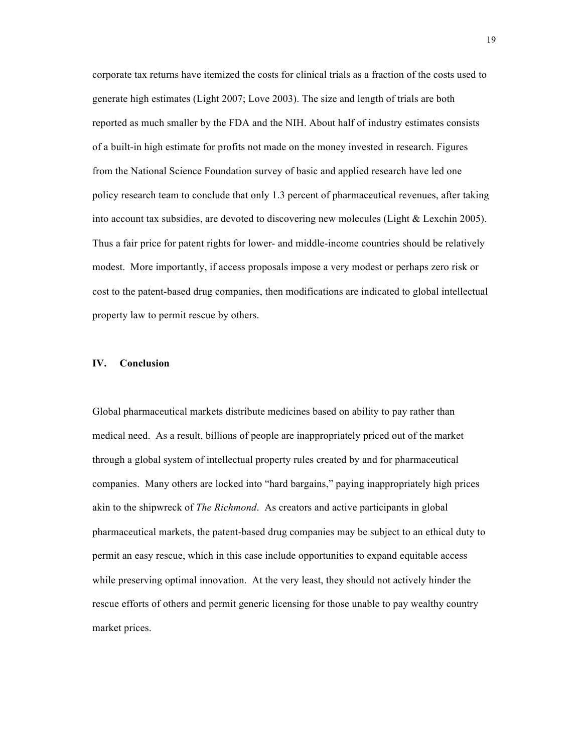corporate tax returns have itemized the costs for clinical trials as a fraction of the costs used to generate high estimates (Light 2007; Love 2003). The size and length of trials are both reported as much smaller by the FDA and the NIH. About half of industry estimates consists of a built-in high estimate for profits not made on the money invested in research. Figures from the National Science Foundation survey of basic and applied research have led one policy research team to conclude that only 1.3 percent of pharmaceutical revenues, after taking into account tax subsidies, are devoted to discovering new molecules (Light & Lexchin 2005). Thus a fair price for patent rights for lower- and middle-income countries should be relatively modest. More importantly, if access proposals impose a very modest or perhaps zero risk or cost to the patent-based drug companies, then modifications are indicated to global intellectual property law to permit rescue by others.

## IV. Conclusion

Global pharmaceutical markets distribute medicines based on ability to pay rather than medical need. As a result, billions of people are inappropriately priced out of the market through a global system of intellectual property rules created by and for pharmaceutical companies. Many others are locked into "hard bargains," paying inappropriately high prices akin to the shipwreck of *The Richmond*. As creators and active participants in global pharmaceutical markets, the patent-based drug companies may be subject to an ethical duty to permit an easy rescue, which in this case include opportunities to expand equitable access while preserving optimal innovation. At the very least, they should not actively hinder the rescue efforts of others and permit generic licensing for those unable to pay wealthy country market prices.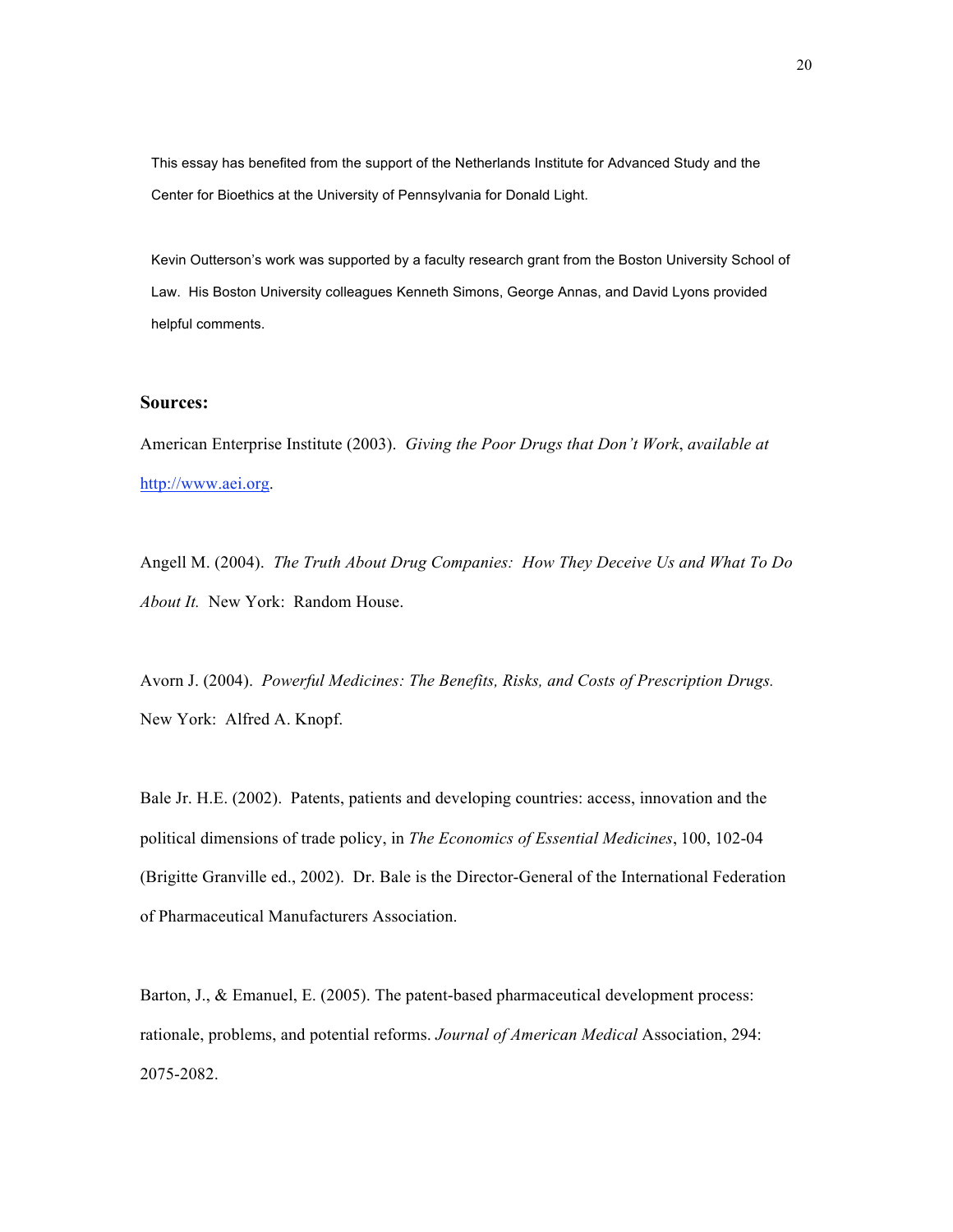This essay has benefited from the support of the Netherlands Institute for Advanced Study and the Center for Bioethics at the University of Pennsylvania for Donald Light.

Kevin Outterson's work was supported by a faculty research grant from the Boston University School of Law. His Boston University colleagues Kenneth Simons, George Annas, and David Lyons provided helpful comments.

### Sources:

American Enterprise Institute (2003). *Giving the Poor Drugs that Don't Work*, *available at* http://www.aei.org.

Angell M. (2004). *The Truth About Drug Companies: How They Deceive Us and What To Do About It.* New York: Random House.

Avorn J. (2004). *Powerful Medicines: The Benefits, Risks, and Costs of Prescription Drugs.* New York: Alfred A. Knopf.

Bale Jr. H.E. (2002). Patents, patients and developing countries: access, innovation and the political dimensions of trade policy, in *The Economics of Essential Medicines*, 100, 102-04 (Brigitte Granville ed., 2002). Dr. Bale is the Director-General of the International Federation of Pharmaceutical Manufacturers Association.

Barton, J., & Emanuel, E. (2005). The patent-based pharmaceutical development process: rationale, problems, and potential reforms. *Journal of American Medical* Association, 294: 2075-2082.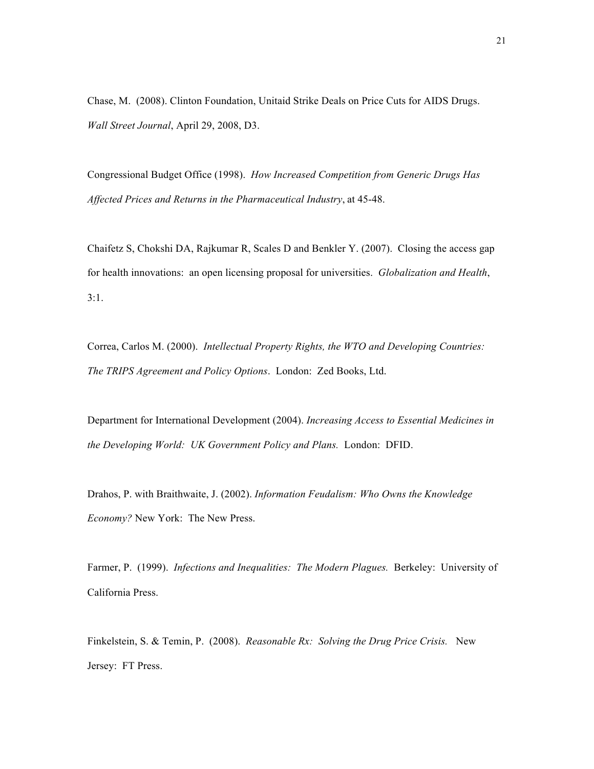Chase, M. (2008). Clinton Foundation, Unitaid Strike Deals on Price Cuts for AIDS Drugs. *Wall Street Journal*, April 29, 2008, D3.

Congressional Budget Office (1998). *How Increased Competition from Generic Drugs Has Affected Prices and Returns in the Pharmaceutical Industry*, at 45-48.

Chaifetz S, Chokshi DA, Rajkumar R, Scales D and Benkler Y. (2007). Closing the access gap for health innovations: an open licensing proposal for universities. *Globalization and Health*, 3:1.

Correa, Carlos M. (2000). *Intellectual Property Rights, the WTO and Developing Countries: The TRIPS Agreement and Policy Options*. London: Zed Books, Ltd.

Department for International Development (2004). *Increasing Access to Essential Medicines in the Developing World: UK Government Policy and Plans.* London: DFID.

Drahos, P. with Braithwaite, J. (2002). *Information Feudalism: Who Owns the Knowledge Economy?* New York: The New Press.

Farmer, P. (1999). *Infections and Inequalities: The Modern Plagues.* Berkeley: University of California Press.

Finkelstein, S. & Temin, P. (2008). *Reasonable Rx: Solving the Drug Price Crisis.* New Jersey: FT Press.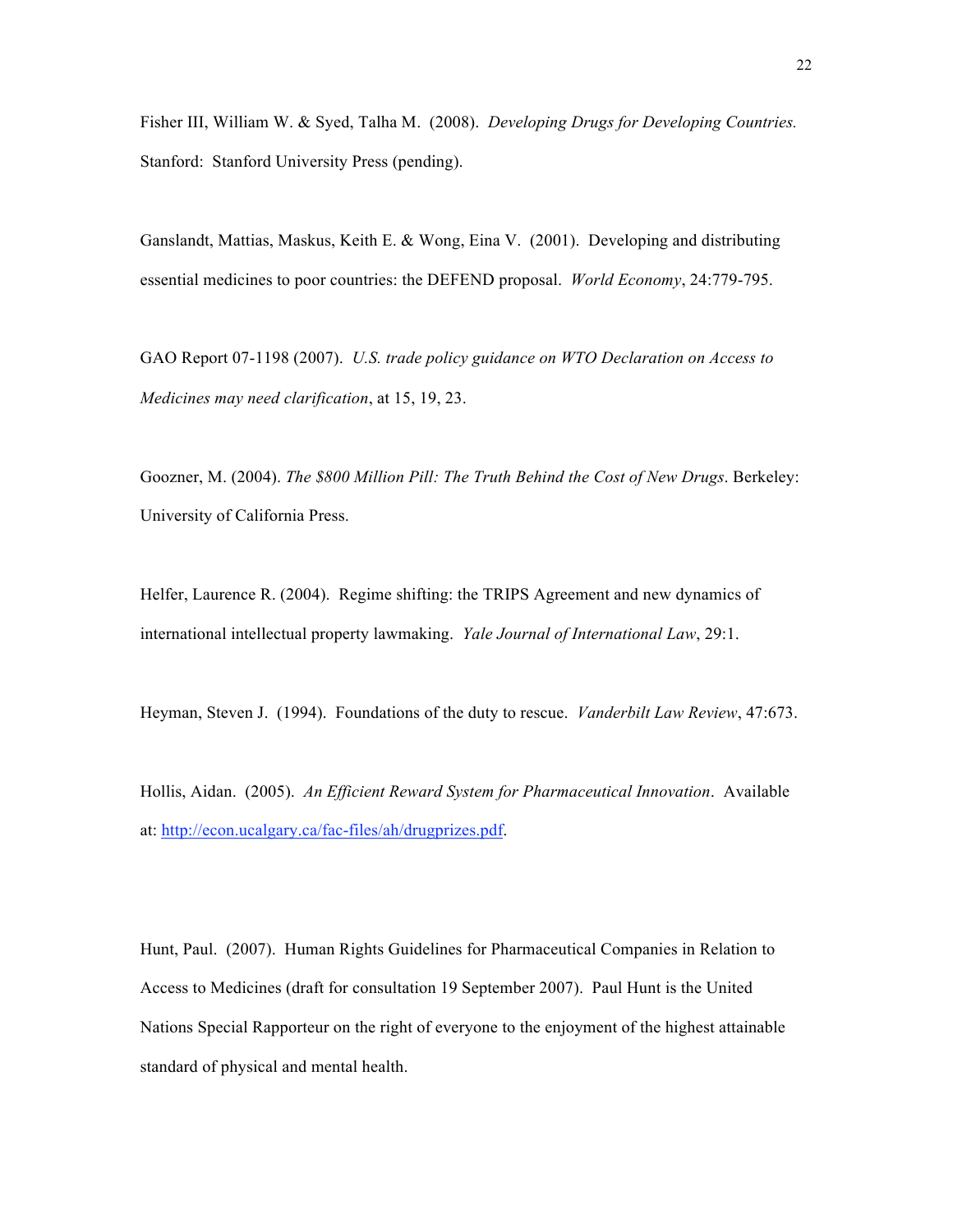Fisher III, William W. & Syed, Talha M. (2008). *Developing Drugs for Developing Countries.* Stanford: Stanford University Press (pending).

Ganslandt, Mattias, Maskus, Keith E. & Wong, Eina V. (2001). Developing and distributing essential medicines to poor countries: the DEFEND proposal. *World Economy*, 24:779-795.

GAO Report 07-1198 (2007). *U.S. trade policy guidance on WTO Declaration on Access to Medicines may need clarification*, at 15, 19, 23.

Goozner, M. (2004). *The $800 Million Pill: The Truth Behind the Cost of New Drugs*. Berkeley: University of California Press.

Helfer, Laurence R. (2004). Regime shifting: the TRIPS Agreement and new dynamics of international intellectual property lawmaking. *Yale Journal of International Law*, 29:1.

Heyman, Steven J. (1994). Foundations of the duty to rescue. *Vanderbilt Law Review*, 47:673.

Hollis, Aidan. (2005). *An Efficient Reward System for Pharmaceutical Innovation*. Available at: http://econ.ucalgary.ca/fac-files/ah/drugprizes.pdf.

Hunt, Paul. (2007). Human Rights Guidelines for Pharmaceutical Companies in Relation to Access to Medicines (draft for consultation 19 September 2007). Paul Hunt is the United Nations Special Rapporteur on the right of everyone to the enjoyment of the highest attainable standard of physical and mental health.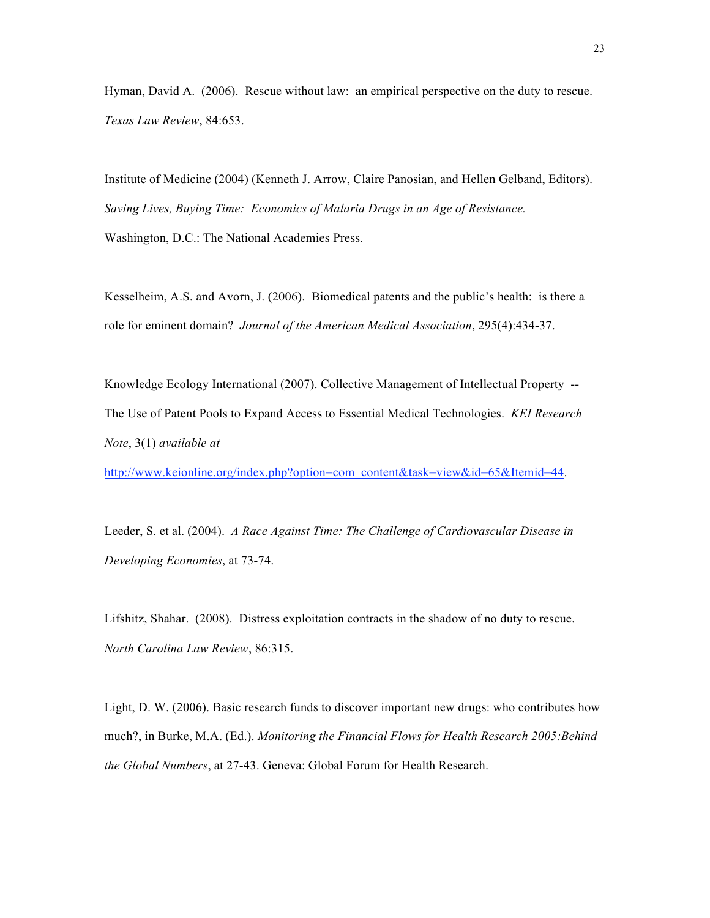Hyman, David A. (2006). Rescue without law: an empirical perspective on the duty to rescue. *Texas Law Review*, 84:653.

Institute of Medicine (2004) (Kenneth J. Arrow, Claire Panosian, and Hellen Gelband, Editors). *Saving Lives, Buying Time: Economics of Malaria Drugs in an Age of Resistance.* Washington, D.C.: The National Academies Press.

Kesselheim, A.S. and Avorn, J. (2006). Biomedical patents and the public's health: is there a role for eminent domain? *Journal of the American Medical Association*, 295(4):434-37.

Knowledge Ecology International (2007). Collective Management of Intellectual Property -- The Use of Patent Pools to Expand Access to Essential Medical Technologies. *KEI Research Note*, 3(1) *available at* [http://www.keionline.org/index.php?option=com_content&task=view&id=65&Itemid=44](http://www.keionline.org/index.php?option=com_content&task=view&id=65&Itemid=44).

Leeder, S. et al. (2004). *A Race Against Time: The Challenge of Cardiovascular Disease in Developing Economies*, at 73-74.

Lifshitz, Shahar. (2008). Distress exploitation contracts in the shadow of no duty to rescue. *North Carolina Law Review*, 86:315.

Light, D. W. (2006). Basic research funds to discover important new drugs: who contributes how much?, in Burke, M.A. (Ed.). *Monitoring the Financial Flows for Health Research 2005:Behind the Global Numbers*, at 27-43. Geneva: Global Forum for Health Research.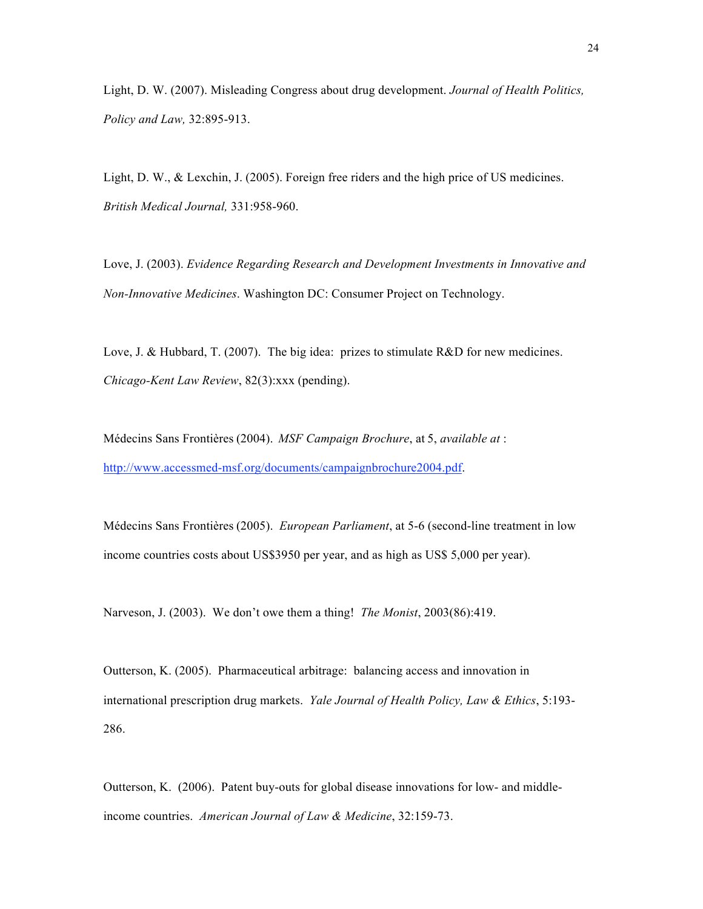Light, D. W. (2007). Misleading Congress about drug development. *Journal of Health Politics, Policy and Law,* 32:895-913.

Light, D. W., & Lexchin, J. (2005). Foreign free riders and the high price of US medicines. *British Medical Journal,* 331:958-960.

Love, J. (2003). *Evidence Regarding Research and Development Investments in Innovative and Non-Innovative Medicines*. Washington DC: Consumer Project on Technology.

Love, J. & Hubbard, T. (2007). The big idea: prizes to stimulate R&D for new medicines. *Chicago-Kent Law Review*, 82(3):xxx (pending).

Médecins Sans Frontières (2004). *MSF Campaign Brochure*, at 5, *available at* : http://www.accessmed-msf.org/documents/campaignbrochure2004.pdf.

Médecins Sans Frontières (2005). *European Parliament*, at 5-6 (second-line treatment in low income countries costs about US$3950 per year, and as high as US$ 5,000 per year).

Narveson, J. (2003). We don't owe them a thing! *The Monist*, 2003(86):419.

Outterson, K. (2005). Pharmaceutical arbitrage: balancing access and innovation in international prescription drug markets. *Yale Journal of Health Policy, Law & Ethics*, 5:193-286.

Outterson, K. (2006). Patent buy-outs for global disease innovations for low- and middle-income countries. *American Journal of Law & Medicine*, 32:159-73.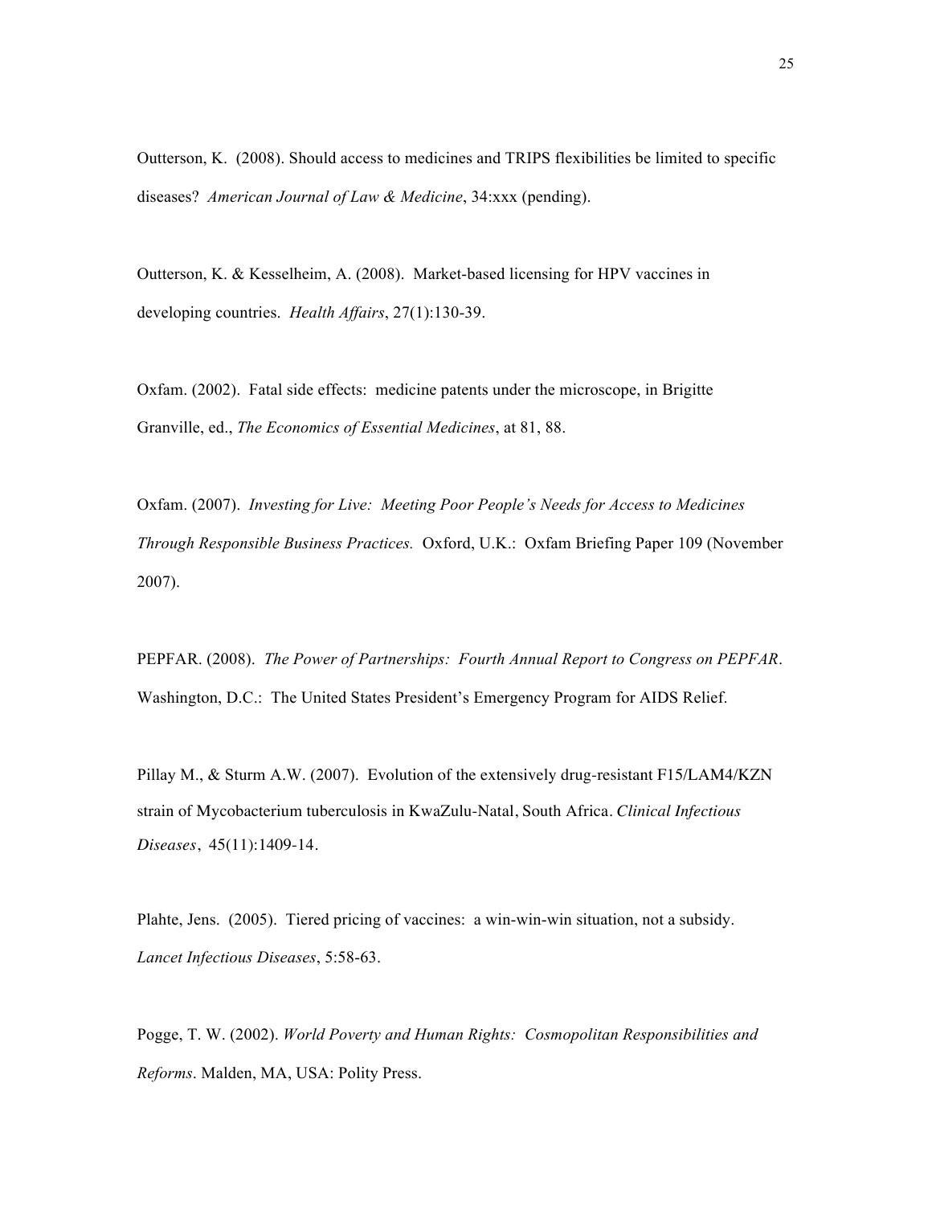Outterson, K. (2008). Should access to medicines and TRIPS flexibilities be limited to specific diseases? *American Journal of Law & Medicine*, 34:xxx (pending).

Outterson, K. & Kesselheim, A. (2008). Market-based licensing for HPV vaccines in developing countries. *Health Affairs*, 27(1):130-39.

Oxfam. (2002). Fatal side effects: medicine patents under the microscope, in Brigitte Granville, ed., *The Economics of Essential Medicines*, at 81, 88.

Oxfam. (2007). *Investing for Live: Meeting Poor People's Needs for Access to Medicines Through Responsible Business Practices.* Oxford, U.K.: Oxfam Briefing Paper 109 (November 2007).

PEPFAR. (2008). *The Power of Partnerships: Fourth Annual Report to Congress on PEPFAR*. Washington, D.C.: The United States President's Emergency Program for AIDS Relief.

Pillay M., & Sturm A.W. (2007). Evolution of the extensively drug-resistant F15/LAM4/KZN strain of Mycobacterium tuberculosis in KwaZulu-Natal, South Africa. *Clinical Infectious Diseases*, 45(11):1409-14.

Plahte, Jens. (2005). Tiered pricing of vaccines: a win-win-win situation, not a subsidy. *Lancet Infectious Diseases*, 5:58-63.

Pogge, T. W. (2002). *World Poverty and Human Rights: Cosmopolitan Responsibilities and Reforms*. Malden, MA, USA: Polity Press.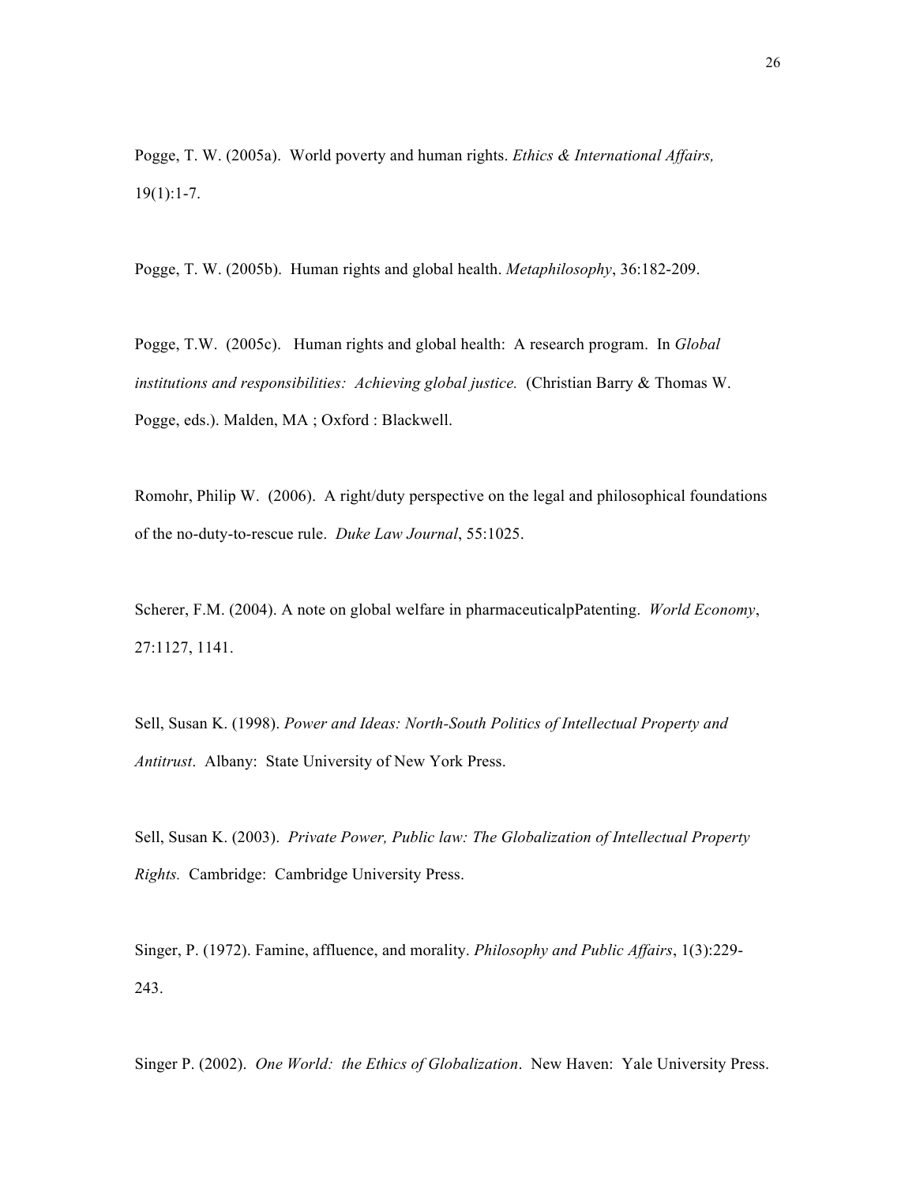Pogge, T. W. (2005a). World poverty and human rights. *Ethics & International Affairs,* 19(1):1-7.

Pogge, T. W. (2005b). Human rights and global health. *Metaphilosophy*, 36:182-209.

Pogge, T.W. (2005c). Human rights and global health: A research program. In *Global institutions and responsibilities: Achieving global justice.* (Christian Barry & Thomas W. Pogge, eds.). Malden, MA ; Oxford : Blackwell.

Romohr, Philip W. (2006). A right/duty perspective on the legal and philosophical foundations of the no-duty-to-rescue rule. *Duke Law Journal*, 55:1025.

Scherer, F.M. (2004). A note on global welfare in pharmaceuticalpPatenting. *World Economy*, 27:1127, 1141.

Sell, Susan K. (1998). *Power and Ideas: North-South Politics of Intellectual Property and Antitrust*. Albany: State University of New York Press.

Sell, Susan K. (2003). *Private Power, Public law: The Globalization of Intellectual Property Rights.* Cambridge: Cambridge University Press.

Singer, P. (1972). Famine, affluence, and morality. *Philosophy and Public Affairs*, 1(3):229-243.

Singer P. (2002). *One World: the Ethics of Globalization*. New Haven: Yale University Press.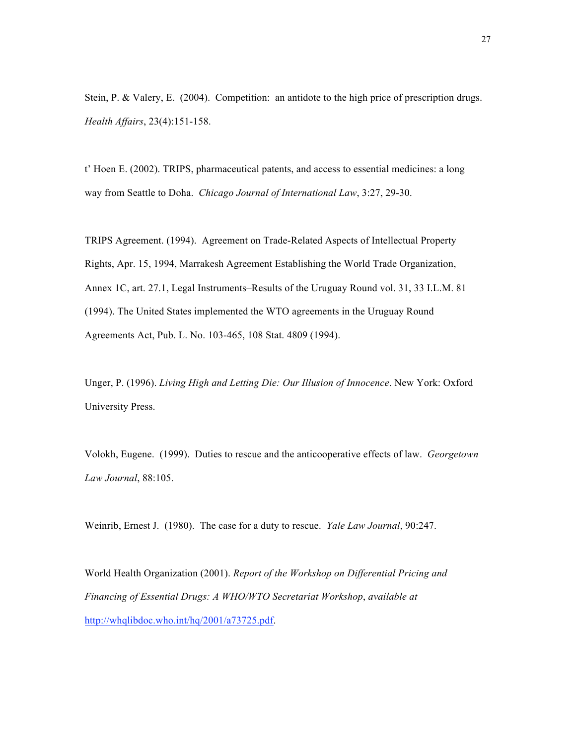Stein, P. & Valery, E. (2004). Competition: an antidote to the high price of prescription drugs. *Health Affairs*, 23(4):151-158.

t' Hoen E. (2002). TRIPS, pharmaceutical patents, and access to essential medicines: a long way from Seattle to Doha. *Chicago Journal of International Law*, 3:27, 29-30.

TRIPS Agreement. (1994). Agreement on Trade-Related Aspects of Intellectual Property Rights, Apr. 15, 1994, Marrakesh Agreement Establishing the World Trade Organization, Annex 1C, art. 27.1, Legal Instruments–Results of the Uruguay Round vol. 31, 33 I.L.M. 81 (1994). The United States implemented the WTO agreements in the Uruguay Round Agreements Act, Pub. L. No. 103-465, 108 Stat. 4809 (1994).

Unger, P. (1996). *Living High and Letting Die: Our Illusion of Innocence*. New York: Oxford University Press.

Volokh, Eugene. (1999). Duties to rescue and the anticooperative effects of law. *Georgetown Law Journal*, 88:105.

Weinrib, Ernest J. (1980). The case for a duty to rescue. *Yale Law Journal*, 90:247.

World Health Organization (2001). *Report of the Workshop on Differential Pricing and Financing of Essential Drugs: A WHO/WTO Secretariat Workshop*, *available at* http://whqlibdoc.who.int/hq/2001/a73725.pdf.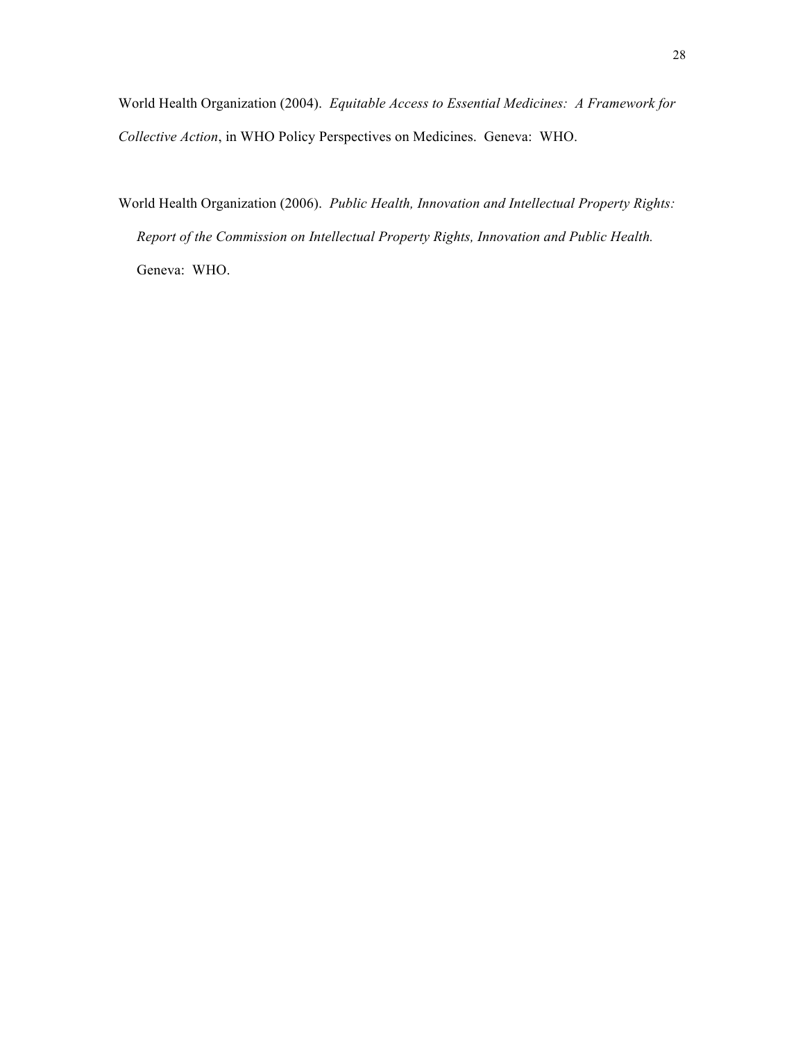World Health Organization (2004). *Equitable Access to Essential Medicines: A Framework for Collective Action*, in WHO Policy Perspectives on Medicines. Geneva: WHO.

World Health Organization (2006). *Public Health, Innovation and Intellectual Property Rights: Report of the Commission on Intellectual Property Rights, Innovation and Public Health.* Geneva: WHO.